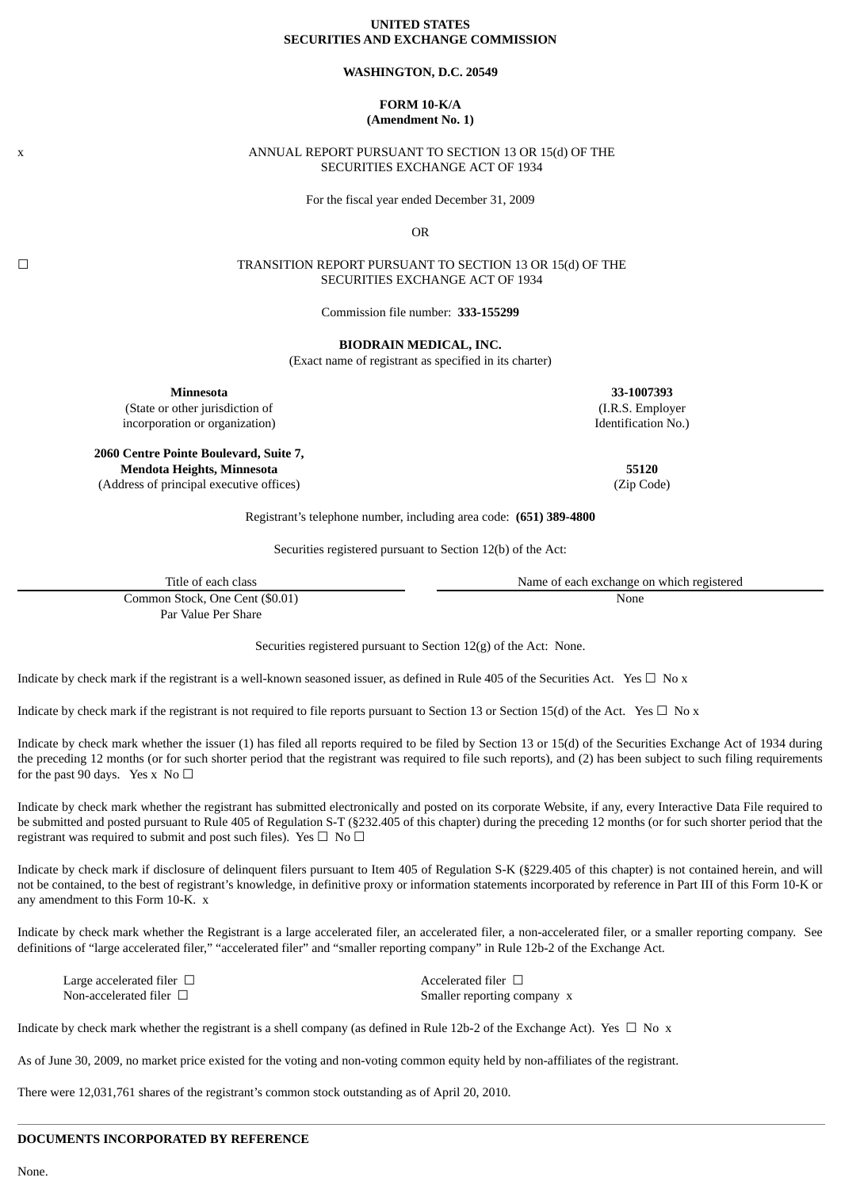**UNITED STATES**
**SECURITIES AND EXCHANGE COMMISSION**

**WASHINGTON, D.C. 20549**

**FORM 10-K/A**
**(Amendment No. 1)**

x ANNUAL REPORT PURSUANT TO SECTION 13 OR 15(d) OF THE SECURITIES EXCHANGE ACT OF 1934

For the fiscal year ended December 31, 2009

OR

☐ TRANSITION REPORT PURSUANT TO SECTION 13 OR 15(d) OF THE SECURITIES EXCHANGE ACT OF 1934

Commission file number: **333-155299**

**BIODRAIN MEDICAL, INC.**
(Exact name of registrant as specified in its charter)

| **Minnesota** | **33-1007393** |
|---|---|
| (State or other jurisdiction of incorporation or organization) | (I.R.S. Employer Identification No.) |
| **2060 Centre Pointe Boulevard, Suite 7, Mendota Heights, Minnesota** | **55120** |
| (Address of principal executive offices) | (Zip Code) |

Registrant's telephone number, including area code: **(651) 389-4800**

Securities registered pursuant to Section 12(b) of the Act:

| Title of each class | Name of each exchange on which registered |
|---|---|
| Common Stock, One Cent ($0.01) Par Value Per Share | None |

Securities registered pursuant to Section 12(g) of the Act: None.

Indicate by check mark if the registrant is a well-known seasoned issuer, as defined in Rule 405 of the Securities Act. Yes ☐ No x

Indicate by check mark if the registrant is not required to file reports pursuant to Section 13 or Section 15(d) of the Act. Yes ☐ No x

Indicate by check mark whether the issuer (1) has filed all reports required to be filed by Section 13 or 15(d) of the Securities Exchange Act of 1934 during the preceding 12 months (or for such shorter period that the registrant was required to file such reports), and (2) has been subject to such filing requirements for the past 90 days. Yes x No ☐

Indicate by check mark whether the registrant has submitted electronically and posted on its corporate Website, if any, every Interactive Data File required to be submitted and posted pursuant to Rule 405 of Regulation S-T (§232.405 of this chapter) during the preceding 12 months (or for such shorter period that the registrant was required to submit and post such files). Yes ☐ No ☐

Indicate by check mark if disclosure of delinquent filers pursuant to Item 405 of Regulation S-K (§229.405 of this chapter) is not contained herein, and will not be contained, to the best of registrant's knowledge, in definitive proxy or information statements incorporated by reference in Part III of this Form 10-K or any amendment to this Form 10-K. x

Indicate by check mark whether the Registrant is a large accelerated filer, an accelerated filer, a non-accelerated filer, or a smaller reporting company. See definitions of "large accelerated filer," "accelerated filer" and "smaller reporting company" in Rule 12b-2 of the Exchange Act.

| | |
|---|---|
| Large accelerated filer ☐ | Accelerated filer ☐ |
| Non-accelerated filer ☐ | Smaller reporting company x |

Indicate by check mark whether the registrant is a shell company (as defined in Rule 12b-2 of the Exchange Act). Yes ☐ No x

As of June 30, 2009, no market price existed for the voting and non-voting common equity held by non-affiliates of the registrant.

There were 12,031,761 shares of the registrant's common stock outstanding as of April 20, 2010.

**DOCUMENTS INCORPORATED BY REFERENCE**

None.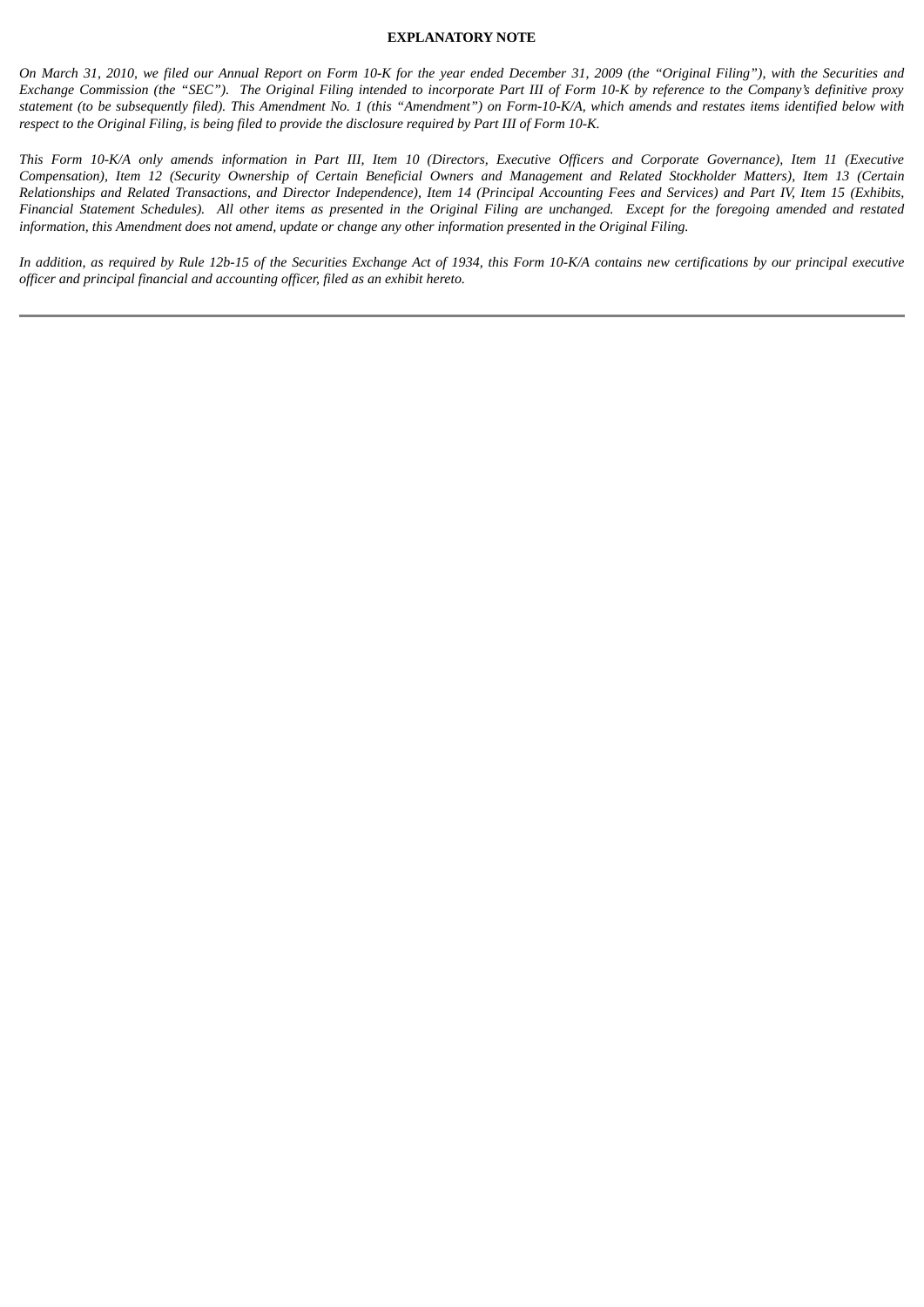**EXPLANATORY NOTE**

*On March 31, 2010, we filed our Annual Report on Form 10-K for the year ended December 31, 2009 (the "Original Filing"), with the Securities and Exchange Commission (the "SEC"). The Original Filing intended to incorporate Part III of Form 10-K by reference to the Company's definitive proxy statement (to be subsequently filed). This Amendment No. 1 (this "Amendment") on Form-10-K/A, which amends and restates items identified below with respect to the Original Filing, is being filed to provide the disclosure required by Part III of Form 10-K.*

*This Form 10-K/A only amends information in Part III, Item 10 (Directors, Executive Officers and Corporate Governance), Item 11 (Executive Compensation), Item 12 (Security Ownership of Certain Beneficial Owners and Management and Related Stockholder Matters), Item 13 (Certain Relationships and Related Transactions, and Director Independence), Item 14 (Principal Accounting Fees and Services) and Part IV, Item 15 (Exhibits, Financial Statement Schedules). All other items as presented in the Original Filing are unchanged. Except for the foregoing amended and restated information, this Amendment does not amend, update or change any other information presented in the Original Filing.*

*In addition, as required by Rule 12b-15 of the Securities Exchange Act of 1934, this Form 10-K/A contains new certifications by our principal executive officer and principal financial and accounting officer, filed as an exhibit hereto.*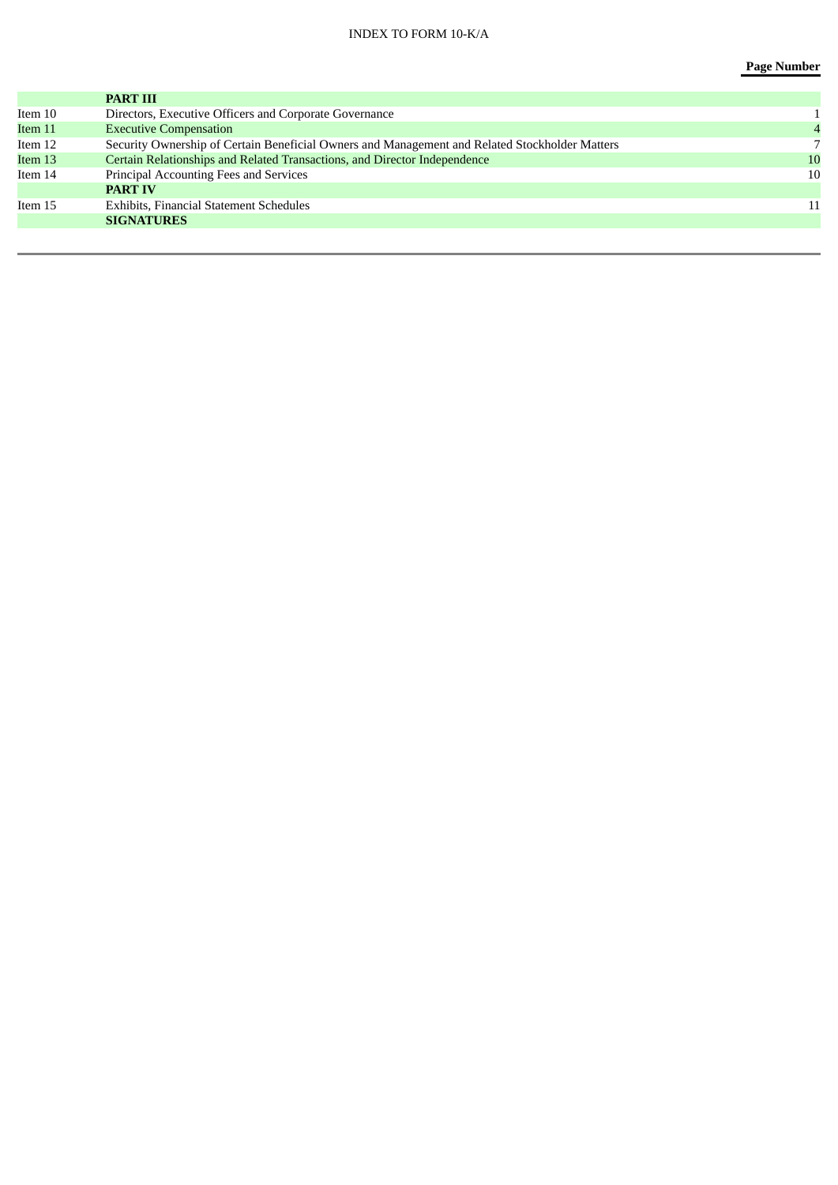INDEX TO FORM 10-K/A

| | | Page Number |
|---|---|---|
| | **PART III** | |
| Item 10 | Directors, Executive Officers and Corporate Governance | 1 |
| Item 11 | Executive Compensation | 4 |
| Item 12 | Security Ownership of Certain Beneficial Owners and Management and Related Stockholder Matters | 7 |
| Item 13 | Certain Relationships and Related Transactions, and Director Independence | 10 |
| Item 14 | Principal Accounting Fees and Services | 10 |
| | **PART IV** | |
| Item 15 | Exhibits, Financial Statement Schedules | 11 |
| | **SIGNATURES** | |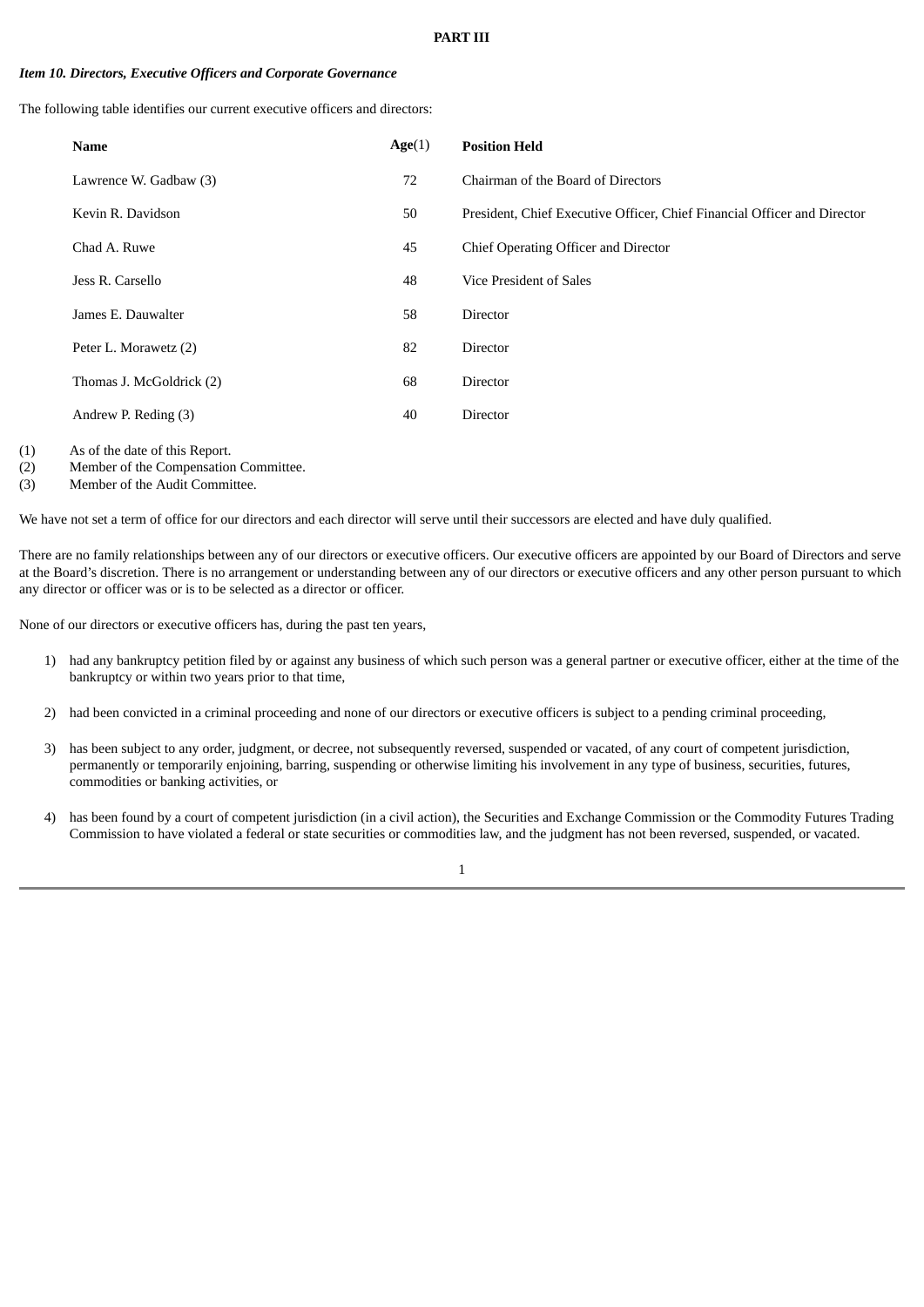**PART III**

***Item 10. Directors, Executive Officers and Corporate Governance***

The following table identifies our current executive officers and directors:

| Name | Age(1) | Position Held |
|---|---|---|
| Lawrence W. Gadbaw (3) | 72 | Chairman of the Board of Directors |
| Kevin R. Davidson | 50 | President, Chief Executive Officer, Chief Financial Officer and Director |
| Chad A. Ruwe | 45 | Chief Operating Officer and Director |
| Jess R. Carsello | 48 | Vice President of Sales |
| James E. Dauwalter | 58 | Director |
| Peter L. Morawetz (2) | 82 | Director |
| Thomas J. McGoldrick (2) | 68 | Director |
| Andrew P. Reding (3) | 40 | Director |

(1) As of the date of this Report.
(2) Member of the Compensation Committee.
(3) Member of the Audit Committee.

We have not set a term of office for our directors and each director will serve until their successors are elected and have duly qualified.

There are no family relationships between any of our directors or executive officers. Our executive officers are appointed by our Board of Directors and serve at the Board's discretion. There is no arrangement or understanding between any of our directors or executive officers and any other person pursuant to which any director or officer was or is to be selected as a director or officer.

None of our directors or executive officers has, during the past ten years,

1) had any bankruptcy petition filed by or against any business of which such person was a general partner or executive officer, either at the time of the bankruptcy or within two years prior to that time,

2) had been convicted in a criminal proceeding and none of our directors or executive officers is subject to a pending criminal proceeding,

3) has been subject to any order, judgment, or decree, not subsequently reversed, suspended or vacated, of any court of competent jurisdiction, permanently or temporarily enjoining, barring, suspending or otherwise limiting his involvement in any type of business, securities, futures, commodities or banking activities, or

4) has been found by a court of competent jurisdiction (in a civil action), the Securities and Exchange Commission or the Commodity Futures Trading Commission to have violated a federal or state securities or commodities law, and the judgment has not been reversed, suspended, or vacated.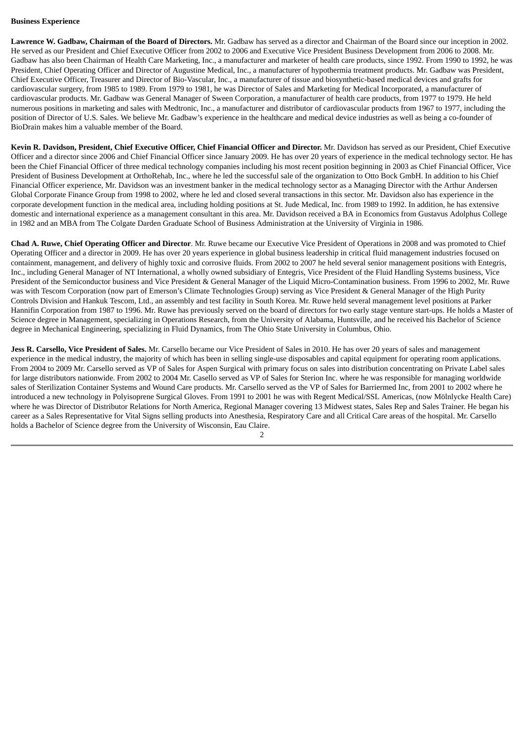**Business Experience**

**Lawrence W. Gadbaw, Chairman of the Board of Directors.** Mr. Gadbaw has served as a director and Chairman of the Board since our inception in 2002. He served as our President and Chief Executive Officer from 2002 to 2006 and Executive Vice President Business Development from 2006 to 2008. Mr. Gadbaw has also been Chairman of Health Care Marketing, Inc., a manufacturer and marketer of health care products, since 1992. From 1990 to 1992, he was President, Chief Operating Officer and Director of Augustine Medical, Inc., a manufacturer of hypothermia treatment products. Mr. Gadbaw was President, Chief Executive Officer, Treasurer and Director of Bio-Vascular, Inc., a manufacturer of tissue and biosynthetic-based medical devices and grafts for cardiovascular surgery, from 1985 to 1989. From 1979 to 1981, he was Director of Sales and Marketing for Medical Incorporated, a manufacturer of cardiovascular products. Mr. Gadbaw was General Manager of Sween Corporation, a manufacturer of health care products, from 1977 to 1979. He held numerous positions in marketing and sales with Medtronic, Inc., a manufacturer and distributor of cardiovascular products from 1967 to 1977, including the position of Director of U.S. Sales. We believe Mr. Gadbaw's experience in the healthcare and medical device industries as well as being a co-founder of BioDrain makes him a valuable member of the Board.

**Kevin R. Davidson, President, Chief Executive Officer, Chief Financial Officer and Director.** Mr. Davidson has served as our President, Chief Executive Officer and a director since 2006 and Chief Financial Officer since January 2009. He has over 20 years of experience in the medical technology sector. He has been the Chief Financial Officer of three medical technology companies including his most recent position beginning in 2003 as Chief Financial Officer, Vice President of Business Development at OrthoRehab, Inc., where he led the successful sale of the organization to Otto Bock GmbH. In addition to his Chief Financial Officer experience, Mr. Davidson was an investment banker in the medical technology sector as a Managing Director with the Arthur Andersen Global Corporate Finance Group from 1998 to 2002, where he led and closed several transactions in this sector. Mr. Davidson also has experience in the corporate development function in the medical area, including holding positions at St. Jude Medical, Inc. from 1989 to 1992. In addition, he has extensive domestic and international experience as a management consultant in this area. Mr. Davidson received a BA in Economics from Gustavus Adolphus College in 1982 and an MBA from The Colgate Darden Graduate School of Business Administration at the University of Virginia in 1986.

**Chad A. Ruwe, Chief Operating Officer and Director**. Mr. Ruwe became our Executive Vice President of Operations in 2008 and was promoted to Chief Operating Officer and a director in 2009. He has over 20 years experience in global business leadership in critical fluid management industries focused on containment, management, and delivery of highly toxic and corrosive fluids. From 2002 to 2007 he held several senior management positions with Entegris, Inc., including General Manager of NT International, a wholly owned subsidiary of Entegris, Vice President of the Fluid Handling Systems business, Vice President of the Semiconductor business and Vice President & General Manager of the Liquid Micro-Contamination business. From 1996 to 2002, Mr. Ruwe was with Tescom Corporation (now part of Emerson's Climate Technologies Group) serving as Vice President & General Manager of the High Purity Controls Division and Hankuk Tescom, Ltd., an assembly and test facility in South Korea. Mr. Ruwe held several management level positions at Parker Hannifin Corporation from 1987 to 1996. Mr. Ruwe has previously served on the board of directors for two early stage venture start-ups. He holds a Master of Science degree in Management, specializing in Operations Research, from the University of Alabama, Huntsville, and he received his Bachelor of Science degree in Mechanical Engineering, specializing in Fluid Dynamics, from The Ohio State University in Columbus, Ohio.

**Jess R. Carsello, Vice President of Sales.** Mr. Carsello became our Vice President of Sales in 2010. He has over 20 years of sales and management experience in the medical industry, the majority of which has been in selling single-use disposables and capital equipment for operating room applications. From 2004 to 2009 Mr. Carsello served as VP of Sales for Aspen Surgical with primary focus on sales into distribution concentrating on Private Label sales for large distributors nationwide. From 2002 to 2004 Mr. Casello served as VP of Sales for Sterion Inc. where he was responsible for managing worldwide sales of Sterilization Container Systems and Wound Care products. Mr. Carsello served as the VP of Sales for Barriermed Inc, from 2001 to 2002 where he introduced a new technology in Polyisoprene Surgical Gloves. From 1991 to 2001 he was with Regent Medical/SSL Americas, (now Mölnlycke Health Care) where he was Director of Distributor Relations for North America, Regional Manager covering 13 Midwest states, Sales Rep and Sales Trainer. He began his career as a Sales Representative for Vital Signs selling products into Anesthesia, Respiratory Care and all Critical Care areas of the hospital. Mr. Carsello holds a Bachelor of Science degree from the University of Wisconsin, Eau Claire.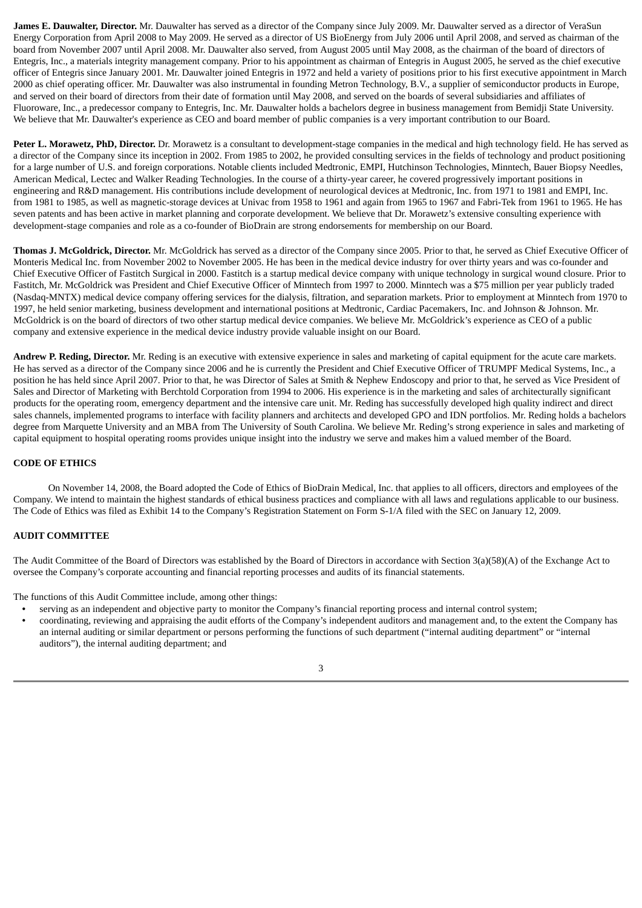**James E. Dauwalter, Director.** Mr. Dauwalter has served as a director of the Company since July 2009. Mr. Dauwalter served as a director of VeraSun Energy Corporation from April 2008 to May 2009. He served as a director of US BioEnergy from July 2006 until April 2008, and served as chairman of the board from November 2007 until April 2008. Mr. Dauwalter also served, from August 2005 until May 2008, as the chairman of the board of directors of Entegris, Inc., a materials integrity management company. Prior to his appointment as chairman of Entegris in August 2005, he served as the chief executive officer of Entegris since January 2001. Mr. Dauwalter joined Entegris in 1972 and held a variety of positions prior to his first executive appointment in March 2000 as chief operating officer. Mr. Dauwalter was also instrumental in founding Metron Technology, B.V., a supplier of semiconductor products in Europe, and served on their board of directors from their date of formation until May 2008, and served on the boards of several subsidiaries and affiliates of Fluoroware, Inc., a predecessor company to Entegris, Inc. Mr. Dauwalter holds a bachelors degree in business management from Bemidji State University. We believe that Mr. Dauwalter's experience as CEO and board member of public companies is a very important contribution to our Board.

**Peter L. Morawetz, PhD, Director.** Dr. Morawetz is a consultant to development-stage companies in the medical and high technology field. He has served as a director of the Company since its inception in 2002. From 1985 to 2002, he provided consulting services in the fields of technology and product positioning for a large number of U.S. and foreign corporations. Notable clients included Medtronic, EMPI, Hutchinson Technologies, Minntech, Bauer Biopsy Needles, American Medical, Lectec and Walker Reading Technologies. In the course of a thirty-year career, he covered progressively important positions in engineering and R&D management. His contributions include development of neurological devices at Medtronic, Inc. from 1971 to 1981 and EMPI, Inc. from 1981 to 1985, as well as magnetic-storage devices at Univac from 1958 to 1961 and again from 1965 to 1967 and Fabri-Tek from 1961 to 1965. He has seven patents and has been active in market planning and corporate development. We believe that Dr. Morawetz's extensive consulting experience with development-stage companies and role as a co-founder of BioDrain are strong endorsements for membership on our Board.

**Thomas J. McGoldrick, Director.** Mr. McGoldrick has served as a director of the Company since 2005. Prior to that, he served as Chief Executive Officer of Monteris Medical Inc. from November 2002 to November 2005. He has been in the medical device industry for over thirty years and was co-founder and Chief Executive Officer of Fastitch Surgical in 2000. Fastitch is a startup medical device company with unique technology in surgical wound closure. Prior to Fastitch, Mr. McGoldrick was President and Chief Executive Officer of Minntech from 1997 to 2000. Minntech was a $75 million per year publicly traded (Nasdaq-MNTX) medical device company offering services for the dialysis, filtration, and separation markets. Prior to employment at Minntech from 1970 to 1997, he held senior marketing, business development and international positions at Medtronic, Cardiac Pacemakers, Inc. and Johnson & Johnson. Mr. McGoldrick is on the board of directors of two other startup medical device companies. We believe Mr. McGoldrick's experience as CEO of a public company and extensive experience in the medical device industry provide valuable insight on our Board.

**Andrew P. Reding, Director.** Mr. Reding is an executive with extensive experience in sales and marketing of capital equipment for the acute care markets. He has served as a director of the Company since 2006 and he is currently the President and Chief Executive Officer of TRUMPF Medical Systems, Inc., a position he has held since April 2007. Prior to that, he was Director of Sales at Smith & Nephew Endoscopy and prior to that, he served as Vice President of Sales and Director of Marketing with Berchtold Corporation from 1994 to 2006. His experience is in the marketing and sales of architecturally significant products for the operating room, emergency department and the intensive care unit. Mr. Reding has successfully developed high quality indirect and direct sales channels, implemented programs to interface with facility planners and architects and developed GPO and IDN portfolios. Mr. Reding holds a bachelors degree from Marquette University and an MBA from The University of South Carolina. We believe Mr. Reding's strong experience in sales and marketing of capital equipment to hospital operating rooms provides unique insight into the industry we serve and makes him a valued member of the Board.

## CODE OF ETHICS

On November 14, 2008, the Board adopted the Code of Ethics of BioDrain Medical, Inc. that applies to all officers, directors and employees of the Company. We intend to maintain the highest standards of ethical business practices and compliance with all laws and regulations applicable to our business. The Code of Ethics was filed as Exhibit 14 to the Company's Registration Statement on Form S-1/A filed with the SEC on January 12, 2009.

## AUDIT COMMITTEE

The Audit Committee of the Board of Directors was established by the Board of Directors in accordance with Section 3(a)(58)(A) of the Exchange Act to oversee the Company's corporate accounting and financial reporting processes and audits of its financial statements.

The functions of this Audit Committee include, among other things:

- serving as an independent and objective party to monitor the Company's financial reporting process and internal control system;
- coordinating, reviewing and appraising the audit efforts of the Company's independent auditors and management and, to the extent the Company has an internal auditing or similar department or persons performing the functions of such department ("internal auditing department" or "internal auditors"), the internal auditing department; and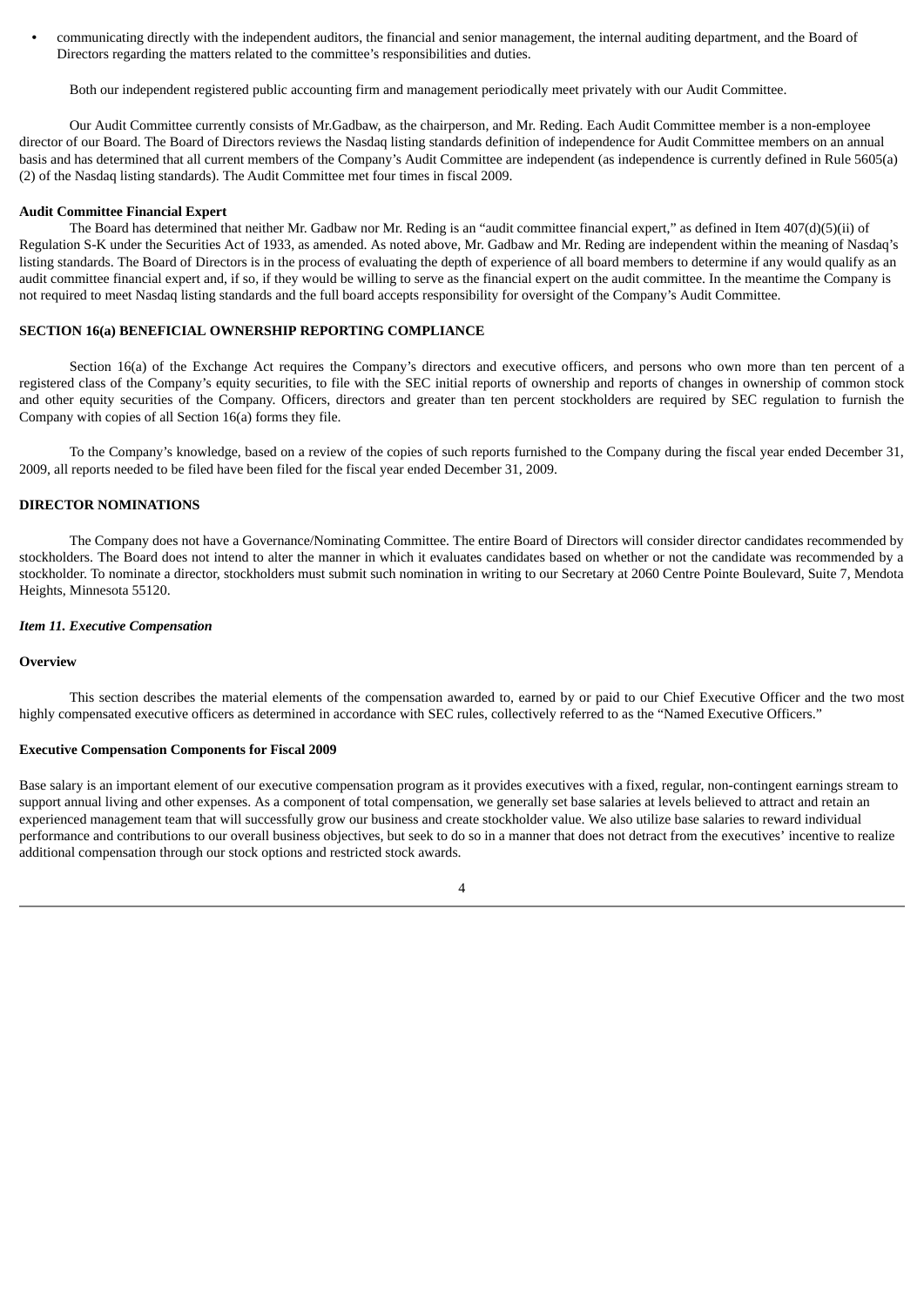- communicating directly with the independent auditors, the financial and senior management, the internal auditing department, and the Board of Directors regarding the matters related to the committee's responsibilities and duties.

Both our independent registered public accounting firm and management periodically meet privately with our Audit Committee.

Our Audit Committee currently consists of Mr.Gadbaw, as the chairperson, and Mr. Reding. Each Audit Committee member is a non-employee director of our Board. The Board of Directors reviews the Nasdaq listing standards definition of independence for Audit Committee members on an annual basis and has determined that all current members of the Company's Audit Committee are independent (as independence is currently defined in Rule 5605(a)(2) of the Nasdaq listing standards). The Audit Committee met four times in fiscal 2009.

**Audit Committee Financial Expert**

The Board has determined that neither Mr. Gadbaw nor Mr. Reding is an "audit committee financial expert," as defined in Item 407(d)(5)(ii) of Regulation S-K under the Securities Act of 1933, as amended. As noted above, Mr. Gadbaw and Mr. Reding are independent within the meaning of Nasdaq's listing standards. The Board of Directors is in the process of evaluating the depth of experience of all board members to determine if any would qualify as an audit committee financial expert and, if so, if they would be willing to serve as the financial expert on the audit committee. In the meantime the Company is not required to meet Nasdaq listing standards and the full board accepts responsibility for oversight of the Company's Audit Committee.

**SECTION 16(a) BENEFICIAL OWNERSHIP REPORTING COMPLIANCE**

Section 16(a) of the Exchange Act requires the Company's directors and executive officers, and persons who own more than ten percent of a registered class of the Company's equity securities, to file with the SEC initial reports of ownership and reports of changes in ownership of common stock and other equity securities of the Company. Officers, directors and greater than ten percent stockholders are required by SEC regulation to furnish the Company with copies of all Section 16(a) forms they file.

To the Company's knowledge, based on a review of the copies of such reports furnished to the Company during the fiscal year ended December 31, 2009, all reports needed to be filed have been filed for the fiscal year ended December 31, 2009.

**DIRECTOR NOMINATIONS**

The Company does not have a Governance/Nominating Committee. The entire Board of Directors will consider director candidates recommended by stockholders. The Board does not intend to alter the manner in which it evaluates candidates based on whether or not the candidate was recommended by a stockholder. To nominate a director, stockholders must submit such nomination in writing to our Secretary at 2060 Centre Pointe Boulevard, Suite 7, Mendota Heights, Minnesota 55120.

***Item 11. Executive Compensation***

**Overview**

This section describes the material elements of the compensation awarded to, earned by or paid to our Chief Executive Officer and the two most highly compensated executive officers as determined in accordance with SEC rules, collectively referred to as the "Named Executive Officers."

**Executive Compensation Components for Fiscal 2009**

Base salary is an important element of our executive compensation program as it provides executives with a fixed, regular, non-contingent earnings stream to support annual living and other expenses. As a component of total compensation, we generally set base salaries at levels believed to attract and retain an experienced management team that will successfully grow our business and create stockholder value. We also utilize base salaries to reward individual performance and contributions to our overall business objectives, but seek to do so in a manner that does not detract from the executives' incentive to realize additional compensation through our stock options and restricted stock awards.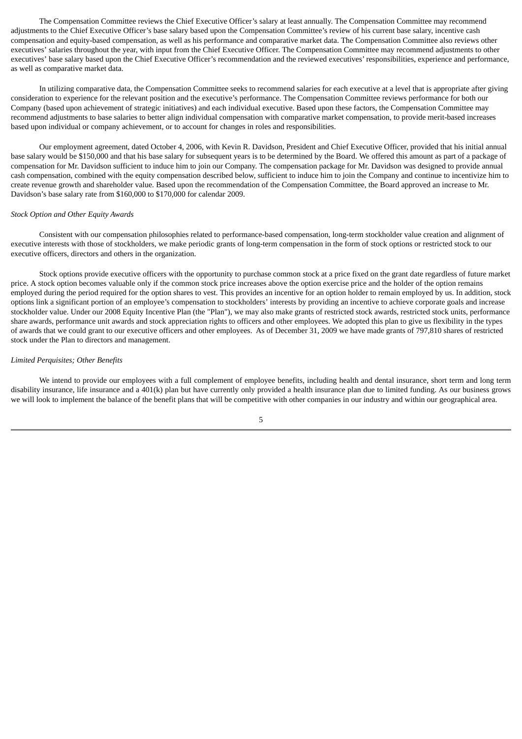The Compensation Committee reviews the Chief Executive Officer's salary at least annually. The Compensation Committee may recommend adjustments to the Chief Executive Officer's base salary based upon the Compensation Committee's review of his current base salary, incentive cash compensation and equity-based compensation, as well as his performance and comparative market data. The Compensation Committee also reviews other executives' salaries throughout the year, with input from the Chief Executive Officer. The Compensation Committee may recommend adjustments to other executives' base salary based upon the Chief Executive Officer's recommendation and the reviewed executives' responsibilities, experience and performance, as well as comparative market data.

In utilizing comparative data, the Compensation Committee seeks to recommend salaries for each executive at a level that is appropriate after giving consideration to experience for the relevant position and the executive's performance. The Compensation Committee reviews performance for both our Company (based upon achievement of strategic initiatives) and each individual executive. Based upon these factors, the Compensation Committee may recommend adjustments to base salaries to better align individual compensation with comparative market compensation, to provide merit-based increases based upon individual or company achievement, or to account for changes in roles and responsibilities.

Our employment agreement, dated October 4, 2006, with Kevin R. Davidson, President and Chief Executive Officer, provided that his initial annual base salary would be $150,000 and that his base salary for subsequent years is to be determined by the Board. We offered this amount as part of a package of compensation for Mr. Davidson sufficient to induce him to join our Company. The compensation package for Mr. Davidson was designed to provide annual cash compensation, combined with the equity compensation described below, sufficient to induce him to join the Company and continue to incentivize him to create revenue growth and shareholder value. Based upon the recommendation of the Compensation Committee, the Board approved an increase to Mr. Davidson's base salary rate from $160,000 to $170,000 for calendar 2009.

*Stock Option and Other Equity Awards*

Consistent with our compensation philosophies related to performance-based compensation, long-term stockholder value creation and alignment of executive interests with those of stockholders, we make periodic grants of long-term compensation in the form of stock options or restricted stock to our executive officers, directors and others in the organization.

Stock options provide executive officers with the opportunity to purchase common stock at a price fixed on the grant date regardless of future market price. A stock option becomes valuable only if the common stock price increases above the option exercise price and the holder of the option remains employed during the period required for the option shares to vest. This provides an incentive for an option holder to remain employed by us. In addition, stock options link a significant portion of an employee's compensation to stockholders' interests by providing an incentive to achieve corporate goals and increase stockholder value. Under our 2008 Equity Incentive Plan (the "Plan"), we may also make grants of restricted stock awards, restricted stock units, performance share awards, performance unit awards and stock appreciation rights to officers and other employees. We adopted this plan to give us flexibility in the types of awards that we could grant to our executive officers and other employees. As of December 31, 2009 we have made grants of 797,810 shares of restricted stock under the Plan to directors and management.

*Limited Perquisites; Other Benefits*

We intend to provide our employees with a full complement of employee benefits, including health and dental insurance, short term and long term disability insurance, life insurance and a 401(k) plan but have currently only provided a health insurance plan due to limited funding. As our business grows we will look to implement the balance of the benefit plans that will be competitive with other companies in our industry and within our geographical area.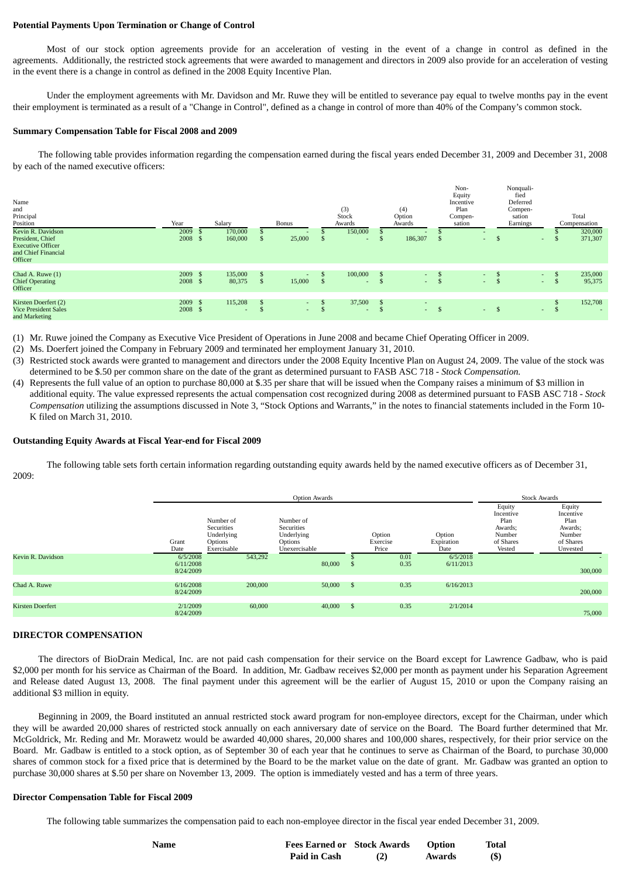**Potential Payments Upon Termination or Change of Control**

Most of our stock option agreements provide for an acceleration of vesting in the event of a change in control as defined in the agreements. Additionally, the restricted stock agreements that were awarded to management and directors in 2009 also provide for an acceleration of vesting in the event there is a change in control as defined in the 2008 Equity Incentive Plan.

Under the employment agreements with Mr. Davidson and Mr. Ruwe they will be entitled to severance pay equal to twelve months pay in the event their employment is terminated as a result of a "Change in Control", defined as a change in control of more than 40% of the Company's common stock.

**Summary Compensation Table for Fiscal 2008 and 2009**

The following table provides information regarding the compensation earned during the fiscal years ended December 31, 2009 and December 31, 2008 by each of the named executive officers:

| Name and Principal Position | Year | Salary | Bonus | (3) Stock Awards | (4) Option Awards | Non-Equity Incentive Plan Compensation | Nonqualified Deferred Compensation Earnings | Total Compensation |
|---|---|---|---|---|---|---|---|---|
| Kevin R. Davidson President, Chief Executive Officer and Chief Financial Officer | 2009 | $ 170,000 | $ - | $ 150,000 | $ - | $ - | | $ 320,000 |
| | 2008 | $ 160,000 | $ 25,000 | $ - | $ 186,307 | $ - | $ - | $ 371,307 |
| Chad A. Ruwe (1) Chief Operating Officer | 2009 | $ 135,000 | $ - | $ 100,000 | $ - | $ - | $ - | $ 235,000 |
| | 2008 | $ 80,375 | $ 15,000 | $ - | $ - | $ - | $ - | $ 95,375 |
| Kirsten Doerfert (2) Vice President Sales and Marketing | 2009 | $ 115,208 | $ - | $ 37,500 | $ - | | | $ 152,708 |
| | 2008 | $ - | $ - | $ - | $ - | $ - | $ - | $ - |

(1) Mr. Ruwe joined the Company as Executive Vice President of Operations in June 2008 and became Chief Operating Officer in 2009.

(2) Ms. Doerfert joined the Company in February 2009 and terminated her employment January 31, 2010.

(3) Restricted stock awards were granted to management and directors under the 2008 Equity Incentive Plan on August 24, 2009. The value of the stock was determined to be $.50 per common share on the date of the grant as determined pursuant to FASB ASC 718 - *Stock Compensation.*

(4) Represents the full value of an option to purchase 80,000 at $.35 per share that will be issued when the Company raises a minimum of $3 million in additional equity. The value expressed represents the actual compensation cost recognized during 2008 as determined pursuant to FASB ASC 718 - *Stock Compensation* utilizing the assumptions discussed in Note 3, "Stock Options and Warrants," in the notes to financial statements included in the Form 10-K filed on March 31, 2010.

**Outstanding Equity Awards at Fiscal Year-end for Fiscal 2009**

The following table sets forth certain information regarding outstanding equity awards held by the named executive officers as of December 31, 2009:

| | Option Awards | | | | | Stock Awards | |
|---|---|---|---|---|---|---|---|
| | Grant Date | Number of Securities Underlying Options Exercisable | Number of Securities Underlying Options Unexercisable | Option Exercise Price | Option Expiration Date | Equity Incentive Plan Awards; Number of Shares Vested | Equity Incentive Plan Awards; Number of Shares Unvested |
| Kevin R. Davidson | 6/5/2008 | 543,292 | | $ 0.01 | 6/5/2018 | | - |
| | 6/11/2008 | | 80,000 | $ 0.35 | 6/11/2013 | | |
| | 8/24/2009 | | | | | | 300,000 |
| Chad A. Ruwe | 6/16/2008 | 200,000 | 50,000 | $ 0.35 | 6/16/2013 | | |
| | 8/24/2009 | | | | | | 200,000 |
| Kirsten Doerfert | 2/1/2009 | 60,000 | 40,000 | $ 0.35 | 2/1/2014 | | |
| | 8/24/2009 | | | | | | 75,000 |

**DIRECTOR COMPENSATION**

The directors of BioDrain Medical, Inc. are not paid cash compensation for their service on the Board except for Lawrence Gadbaw, who is paid $2,000 per month for his service as Chairman of the Board. In addition, Mr. Gadbaw receives $2,000 per month as payment under his Separation Agreement and Release dated August 13, 2008. The final payment under this agreement will be the earlier of August 15, 2010 or upon the Company raising an additional $3 million in equity.

Beginning in 2009, the Board instituted an annual restricted stock award program for non-employee directors, except for the Chairman, under which they will be awarded 20,000 shares of restricted stock annually on each anniversary date of service on the Board. The Board further determined that Mr. McGoldrick, Mr. Reding and Mr. Morawetz would be awarded 40,000 shares, 20,000 shares and 100,000 shares, respectively, for their prior service on the Board. Mr. Gadbaw is entitled to a stock option, as of September 30 of each year that he continues to serve as Chairman of the Board, to purchase 30,000 shares of common stock for a fixed price that is determined by the Board to be the market value on the date of grant. Mr. Gadbaw was granted an option to purchase 30,000 shares at $.50 per share on November 13, 2009. The option is immediately vested and has a term of three years.

**Director Compensation Table for Fiscal 2009**

The following table summarizes the compensation paid to each non-employee director in the fiscal year ended December 31, 2009.

| Name | Fees Earned or Paid in Cash | Stock Awards (2) | Option Awards | Total ($) |
|---|---|---|---|---|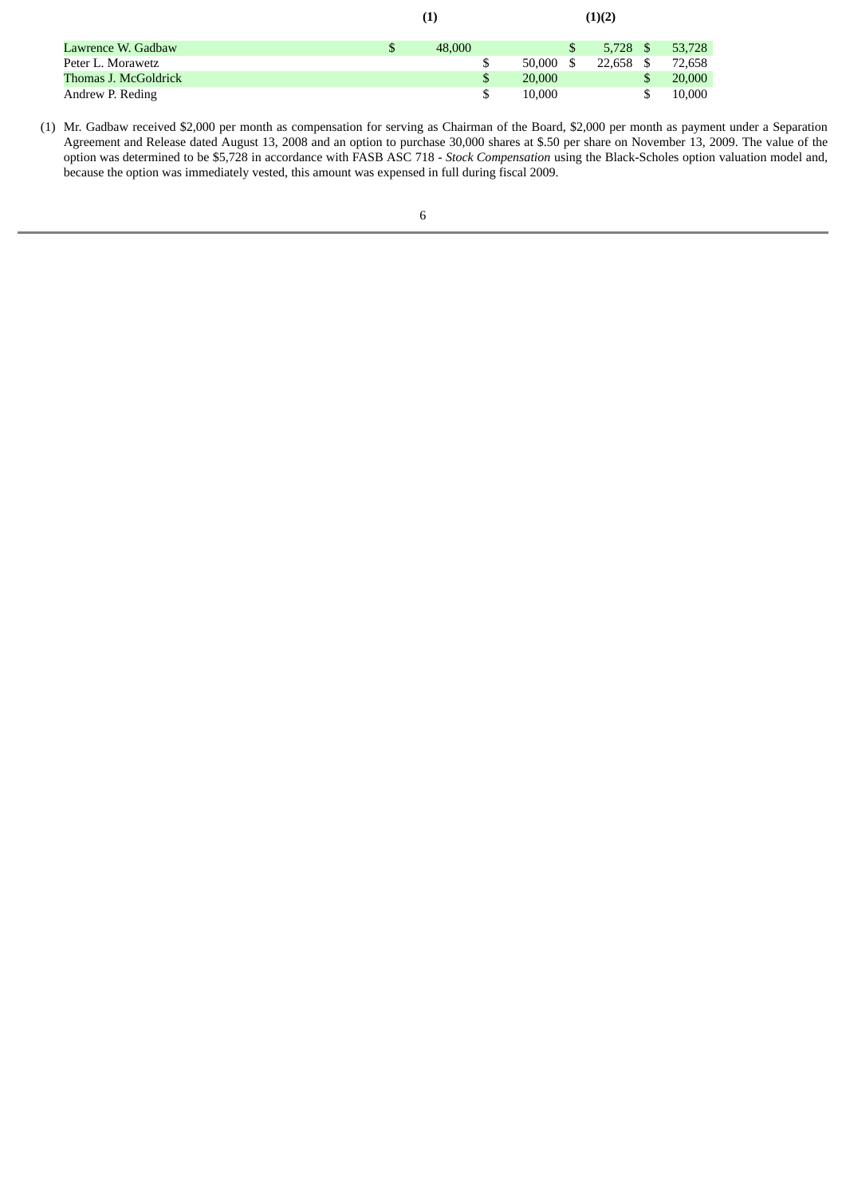| | (1) | | (1)(2) | |
|---|---|---|---|---|
| Lawrence W. Gadbaw | $ 48,000 | | $ 5,728 | $ 53,728 |
| Peter L. Morawetz | | $ 50,000 | $ 22,658 | $ 72,658 |
| Thomas J. McGoldrick | | $ 20,000 | | $ 20,000 |
| Andrew P. Reding | | $ 10,000 | | $ 10,000 |

(1) Mr. Gadbaw received $2,000 per month as compensation for serving as Chairman of the Board, $2,000 per month as payment under a Separation Agreement and Release dated August 13, 2008 and an option to purchase 30,000 shares at $.50 per share on November 13, 2009. The value of the option was determined to be $5,728 in accordance with FASB ASC 718 - *Stock Compensation* using the Black-Scholes option valuation model and, because the option was immediately vested, this amount was expensed in full during fiscal 2009.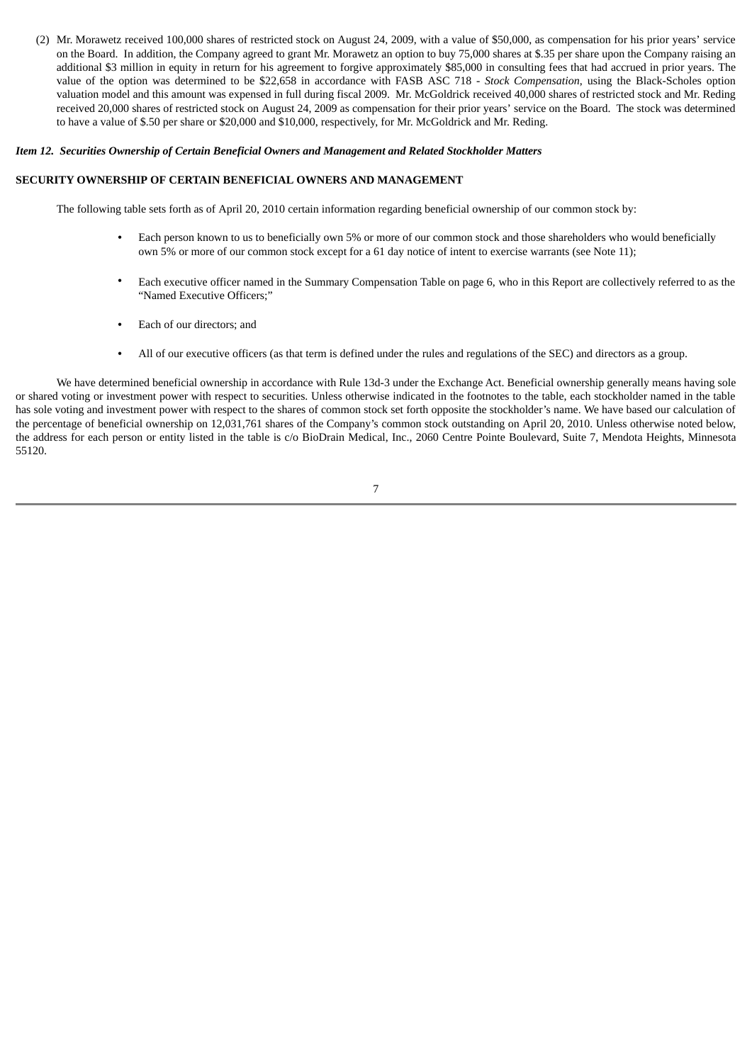(2) Mr. Morawetz received 100,000 shares of restricted stock on August 24, 2009, with a value of $50,000, as compensation for his prior years' service on the Board. In addition, the Company agreed to grant Mr. Morawetz an option to buy 75,000 shares at $.35 per share upon the Company raising an additional $3 million in equity in return for his agreement to forgive approximately $85,000 in consulting fees that had accrued in prior years. The value of the option was determined to be $22,658 in accordance with FASB ASC 718 - *Stock Compensation*, using the Black-Scholes option valuation model and this amount was expensed in full during fiscal 2009. Mr. McGoldrick received 40,000 shares of restricted stock and Mr. Reding received 20,000 shares of restricted stock on August 24, 2009 as compensation for their prior years' service on the Board. The stock was determined to have a value of $.50 per share or $20,000 and $10,000, respectively, for Mr. McGoldrick and Mr. Reding.

***Item 12. Securities Ownership of Certain Beneficial Owners and Management and Related Stockholder Matters***

**SECURITY OWNERSHIP OF CERTAIN BENEFICIAL OWNERS AND MANAGEMENT**

The following table sets forth as of April 20, 2010 certain information regarding beneficial ownership of our common stock by:

- Each person known to us to beneficially own 5% or more of our common stock and those shareholders who would beneficially own 5% or more of our common stock except for a 61 day notice of intent to exercise warrants (see Note 11);
- Each executive officer named in the Summary Compensation Table on page 6, who in this Report are collectively referred to as the "Named Executive Officers;"
- Each of our directors; and
- All of our executive officers (as that term is defined under the rules and regulations of the SEC) and directors as a group.

We have determined beneficial ownership in accordance with Rule 13d-3 under the Exchange Act. Beneficial ownership generally means having sole or shared voting or investment power with respect to securities. Unless otherwise indicated in the footnotes to the table, each stockholder named in the table has sole voting and investment power with respect to the shares of common stock set forth opposite the stockholder's name. We have based our calculation of the percentage of beneficial ownership on 12,031,761 shares of the Company's common stock outstanding on April 20, 2010. Unless otherwise noted below, the address for each person or entity listed in the table is c/o BioDrain Medical, Inc., 2060 Centre Pointe Boulevard, Suite 7, Mendota Heights, Minnesota 55120.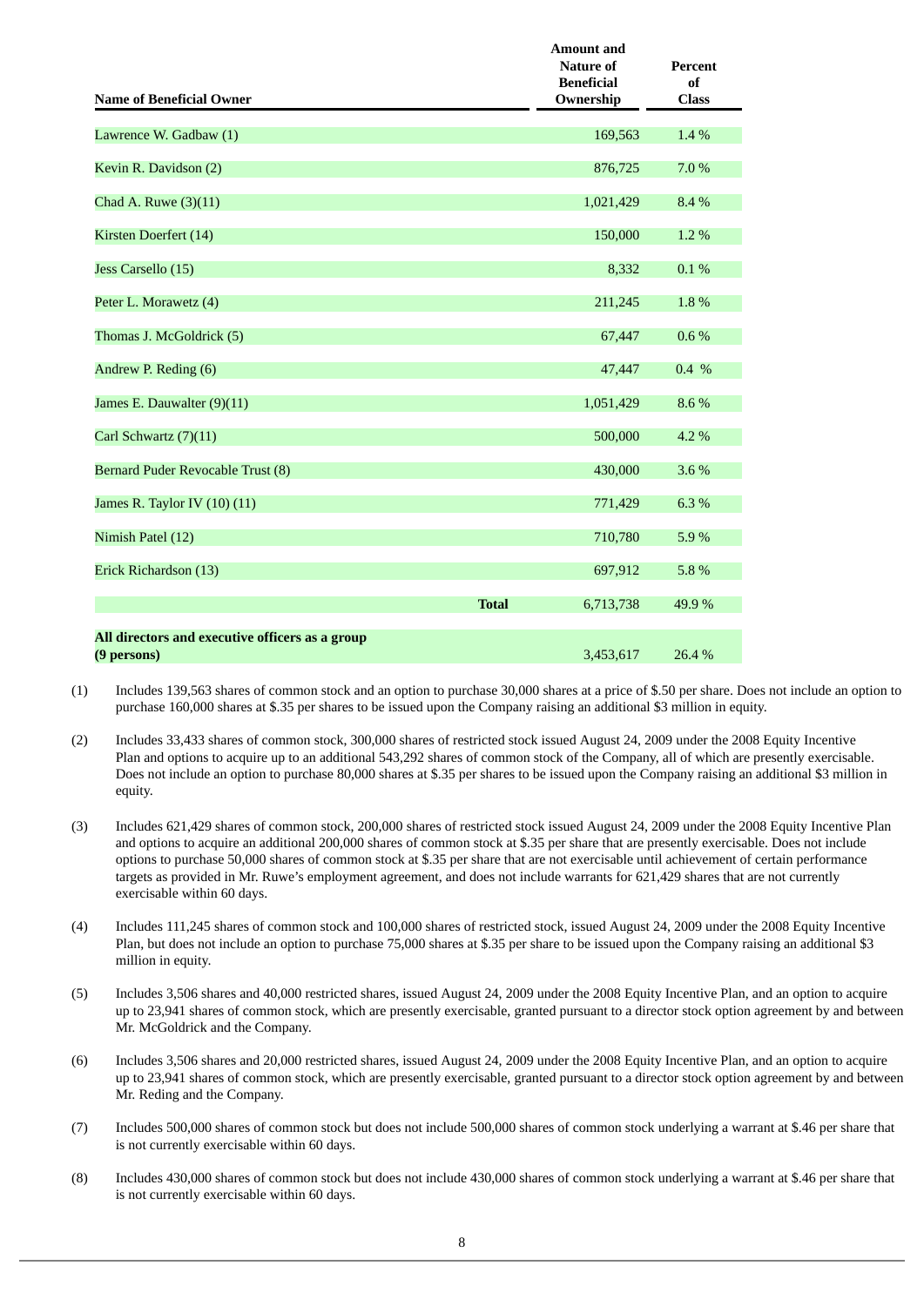| Name of Beneficial Owner | Amount and Nature of Beneficial Ownership | Percent of Class |
|---|---|---|
| Lawrence W. Gadbaw (1) | 169,563 | 1.4 % |
| Kevin R. Davidson (2) | 876,725 | 7.0 % |
| Chad A. Ruwe (3)(11) | 1,021,429 | 8.4 % |
| Kirsten Doerfert (14) | 150,000 | 1.2 % |
| Jess Carsello (15) | 8,332 | 0.1 % |
| Peter L. Morawetz (4) | 211,245 | 1.8 % |
| Thomas J. McGoldrick (5) | 67,447 | 0.6 % |
| Andrew P. Reding (6) | 47,447 | 0.4 % |
| James E. Dauwalter (9)(11) | 1,051,429 | 8.6 % |
| Carl Schwartz (7)(11) | 500,000 | 4.2 % |
| Bernard Puder Revocable Trust (8) | 430,000 | 3.6 % |
| James R. Taylor IV (10) (11) | 771,429 | 6.3 % |
| Nimish Patel (12) | 710,780 | 5.9 % |
| Erick Richardson (13) | 697,912 | 5.8 % |
| **Total** | 6,713,738 | 49.9 % |
| **All directors and executive officers as a group (9 persons)** | 3,453,617 | 26.4 % |

(1) Includes 139,563 shares of common stock and an option to purchase 30,000 shares at a price of $.50 per share. Does not include an option to purchase 160,000 shares at $.35 per shares to be issued upon the Company raising an additional $3 million in equity.

(2) Includes 33,433 shares of common stock, 300,000 shares of restricted stock issued August 24, 2009 under the 2008 Equity Incentive Plan and options to acquire up to an additional 543,292 shares of common stock of the Company, all of which are presently exercisable. Does not include an option to purchase 80,000 shares at $.35 per shares to be issued upon the Company raising an additional $3 million in equity.

(3) Includes 621,429 shares of common stock, 200,000 shares of restricted stock issued August 24, 2009 under the 2008 Equity Incentive Plan and options to acquire an additional 200,000 shares of common stock at $.35 per share that are presently exercisable. Does not include options to purchase 50,000 shares of common stock at $.35 per share that are not exercisable until achievement of certain performance targets as provided in Mr. Ruwe's employment agreement, and does not include warrants for 621,429 shares that are not currently exercisable within 60 days.

(4) Includes 111,245 shares of common stock and 100,000 shares of restricted stock, issued August 24, 2009 under the 2008 Equity Incentive Plan, but does not include an option to purchase 75,000 shares at $.35 per share to be issued upon the Company raising an additional $3 million in equity.

(5) Includes 3,506 shares and 40,000 restricted shares, issued August 24, 2009 under the 2008 Equity Incentive Plan, and an option to acquire up to 23,941 shares of common stock, which are presently exercisable, granted pursuant to a director stock option agreement by and between Mr. McGoldrick and the Company.

(6) Includes 3,506 shares and 20,000 restricted shares, issued August 24, 2009 under the 2008 Equity Incentive Plan, and an option to acquire up to 23,941 shares of common stock, which are presently exercisable, granted pursuant to a director stock option agreement by and between Mr. Reding and the Company.

(7) Includes 500,000 shares of common stock but does not include 500,000 shares of common stock underlying a warrant at $.46 per share that is not currently exercisable within 60 days.

(8) Includes 430,000 shares of common stock but does not include 430,000 shares of common stock underlying a warrant at $.46 per share that is not currently exercisable within 60 days.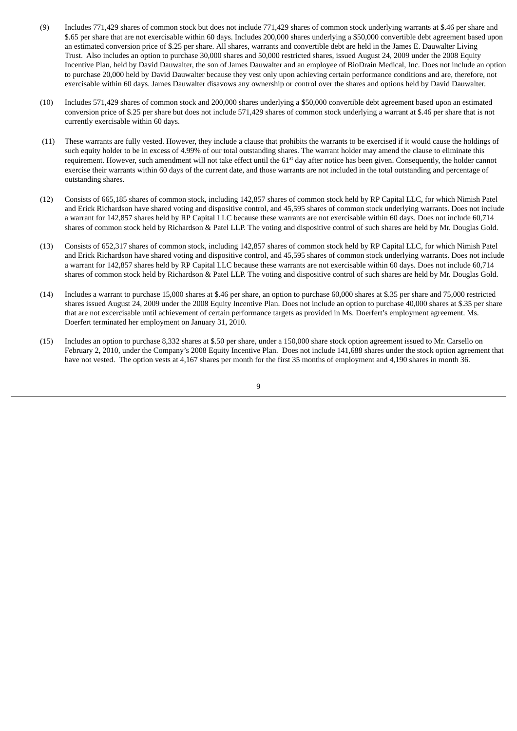(9) Includes 771,429 shares of common stock but does not include 771,429 shares of common stock underlying warrants at $.46 per share and $.65 per share that are not exercisable within 60 days. Includes 200,000 shares underlying a $50,000 convertible debt agreement based upon an estimated conversion price of $.25 per share. All shares, warrants and convertible debt are held in the James E. Dauwalter Living Trust. Also includes an option to purchase 30,000 shares and 50,000 restricted shares, issued August 24, 2009 under the 2008 Equity Incentive Plan, held by David Dauwalter, the son of James Dauwalter and an employee of BioDrain Medical, Inc. Does not include an option to purchase 20,000 held by David Dauwalter because they vest only upon achieving certain performance conditions and are, therefore, not exercisable within 60 days. James Dauwalter disavows any ownership or control over the shares and options held by David Dauwalter.

(10) Includes 571,429 shares of common stock and 200,000 shares underlying a $50,000 convertible debt agreement based upon an estimated conversion price of $.25 per share but does not include 571,429 shares of common stock underlying a warrant at $.46 per share that is not currently exercisable within 60 days.

(11) These warrants are fully vested. However, they include a clause that prohibits the warrants to be exercised if it would cause the holdings of such equity holder to be in excess of 4.99% of our total outstanding shares. The warrant holder may amend the clause to eliminate this requirement. However, such amendment will not take effect until the 61st day after notice has been given. Consequently, the holder cannot exercise their warrants within 60 days of the current date, and those warrants are not included in the total outstanding and percentage of outstanding shares.

(12) Consists of 665,185 shares of common stock, including 142,857 shares of common stock held by RP Capital LLC, for which Nimish Patel and Erick Richardson have shared voting and dispositive control, and 45,595 shares of common stock underlying warrants. Does not include a warrant for 142,857 shares held by RP Capital LLC because these warrants are not exercisable within 60 days. Does not include 60,714 shares of common stock held by Richardson & Patel LLP. The voting and dispositive control of such shares are held by Mr. Douglas Gold.

(13) Consists of 652,317 shares of common stock, including 142,857 shares of common stock held by RP Capital LLC, for which Nimish Patel and Erick Richardson have shared voting and dispositive control, and 45,595 shares of common stock underlying warrants. Does not include a warrant for 142,857 shares held by RP Capital LLC because these warrants are not exercisable within 60 days. Does not include 60,714 shares of common stock held by Richardson & Patel LLP. The voting and dispositive control of such shares are held by Mr. Douglas Gold.

(14) Includes a warrant to purchase 15,000 shares at $.46 per share, an option to purchase 60,000 shares at $.35 per share and 75,000 restricted shares issued August 24, 2009 under the 2008 Equity Incentive Plan. Does not include an option to purchase 40,000 shares at $.35 per share that are not excercisable until achievement of certain performance targets as provided in Ms. Doerfert's employment agreement. Ms. Doerfert terminated her employment on January 31, 2010.

(15) Includes an option to purchase 8,332 shares at $.50 per share, under a 150,000 share stock option agreement issued to Mr. Carsello on February 2, 2010, under the Company's 2008 Equity Incentive Plan. Does not include 141,688 shares under the stock option agreement that have not vested. The option vests at 4,167 shares per month for the first 35 months of employment and 4,190 shares in month 36.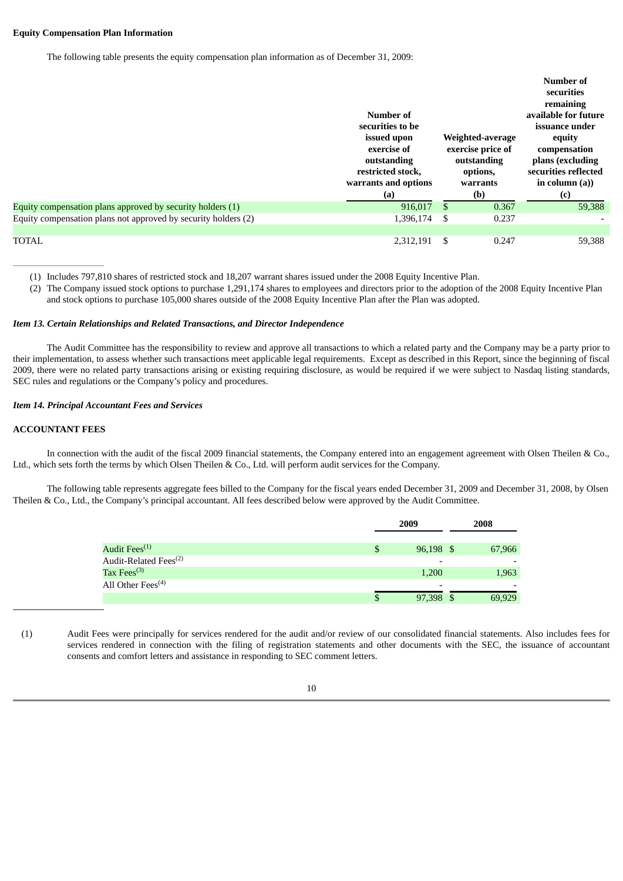**Equity Compensation Plan Information**

The following table presents the equity compensation plan information as of December 31, 2009:

| | Number of securities to be issued upon exercise of outstanding restricted stock, warrants and options (a) | Weighted-average exercise price of outstanding options, warrants (b) | Number of securities remaining available for future issuance under equity compensation plans (excluding securities reflected in column (a)) (c) |
|---|---|---|---|
| Equity compensation plans approved by security holders (1) | 916,017 | $ 0.367 | 59,388 |
| Equity compensation plans not approved by security holders (2) | 1,396,174 | $ 0.237 | - |
| TOTAL | 2,312,191 | $ 0.247 | 59,388 |

(1) Includes 797,810 shares of restricted stock and 18,207 warrant shares issued under the 2008 Equity Incentive Plan.

(2) The Company issued stock options to purchase 1,291,174 shares to employees and directors prior to the adoption of the 2008 Equity Incentive Plan and stock options to purchase 105,000 shares outside of the 2008 Equity Incentive Plan after the Plan was adopted.

***Item 13. Certain Relationships and Related Transactions, and Director Independence***

The Audit Committee has the responsibility to review and approve all transactions to which a related party and the Company may be a party prior to their implementation, to assess whether such transactions meet applicable legal requirements. Except as described in this Report, since the beginning of fiscal 2009, there were no related party transactions arising or existing requiring disclosure, as would be required if we were subject to Nasdaq listing standards, SEC rules and regulations or the Company's policy and procedures.

***Item 14. Principal Accountant Fees and Services***

**ACCOUNTANT FEES**

In connection with the audit of the fiscal 2009 financial statements, the Company entered into an engagement agreement with Olsen Theilen & Co., Ltd., which sets forth the terms by which Olsen Theilen & Co., Ltd. will perform audit services for the Company.

The following table represents aggregate fees billed to the Company for the fiscal years ended December 31, 2009 and December 31, 2008, by Olsen Theilen & Co., Ltd., the Company's principal accountant. All fees described below were approved by the Audit Committee.

| | 2009 | 2008 |
|---|---|---|
| Audit Fees[(1)] | $ 96,198 | $ 67,966 |
| Audit-Related Fees[(2)] | - | - |
| Tax Fees[(3)] | 1,200 | 1,963 |
| All Other Fees[(4)] | - | - |
| | $ 97,398 | $ 69,929 |

(1) Audit Fees were principally for services rendered for the audit and/or review of our consolidated financial statements. Also includes fees for services rendered in connection with the filing of registration statements and other documents with the SEC, the issuance of accountant consents and comfort letters and assistance in responding to SEC comment letters.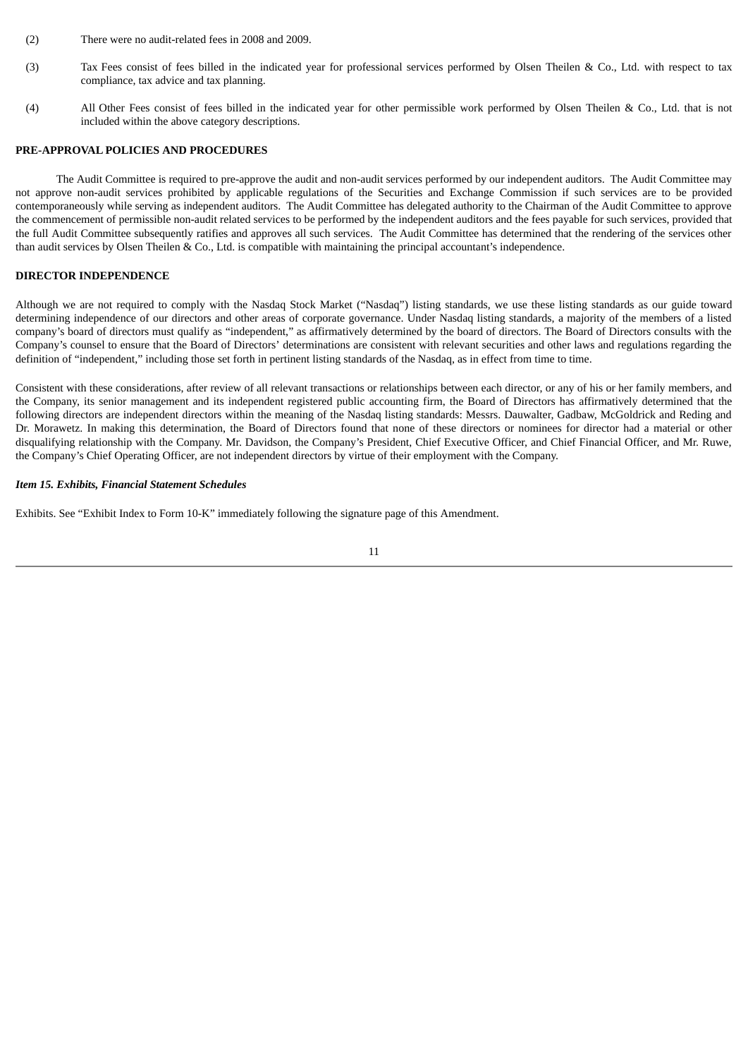(2) There were no audit-related fees in 2008 and 2009.

(3) Tax Fees consist of fees billed in the indicated year for professional services performed by Olsen Theilen & Co., Ltd. with respect to tax compliance, tax advice and tax planning.

(4) All Other Fees consist of fees billed in the indicated year for other permissible work performed by Olsen Theilen & Co., Ltd. that is not included within the above category descriptions.

**PRE-APPROVAL POLICIES AND PROCEDURES**

The Audit Committee is required to pre-approve the audit and non-audit services performed by our independent auditors. The Audit Committee may not approve non-audit services prohibited by applicable regulations of the Securities and Exchange Commission if such services are to be provided contemporaneously while serving as independent auditors. The Audit Committee has delegated authority to the Chairman of the Audit Committee to approve the commencement of permissible non-audit related services to be performed by the independent auditors and the fees payable for such services, provided that the full Audit Committee subsequently ratifies and approves all such services. The Audit Committee has determined that the rendering of the services other than audit services by Olsen Theilen & Co., Ltd. is compatible with maintaining the principal accountant's independence.

**DIRECTOR INDEPENDENCE**

Although we are not required to comply with the Nasdaq Stock Market ("Nasdaq") listing standards, we use these listing standards as our guide toward determining independence of our directors and other areas of corporate governance. Under Nasdaq listing standards, a majority of the members of a listed company's board of directors must qualify as "independent," as affirmatively determined by the board of directors. The Board of Directors consults with the Company's counsel to ensure that the Board of Directors' determinations are consistent with relevant securities and other laws and regulations regarding the definition of "independent," including those set forth in pertinent listing standards of the Nasdaq, as in effect from time to time.

Consistent with these considerations, after review of all relevant transactions or relationships between each director, or any of his or her family members, and the Company, its senior management and its independent registered public accounting firm, the Board of Directors has affirmatively determined that the following directors are independent directors within the meaning of the Nasdaq listing standards: Messrs. Dauwalter, Gadbaw, McGoldrick and Reding and Dr. Morawetz. In making this determination, the Board of Directors found that none of these directors or nominees for director had a material or other disqualifying relationship with the Company. Mr. Davidson, the Company's President, Chief Executive Officer, and Chief Financial Officer, and Mr. Ruwe, the Company's Chief Operating Officer, are not independent directors by virtue of their employment with the Company.

***Item 15. Exhibits, Financial Statement Schedules***

Exhibits. See "Exhibit Index to Form 10-K" immediately following the signature page of this Amendment.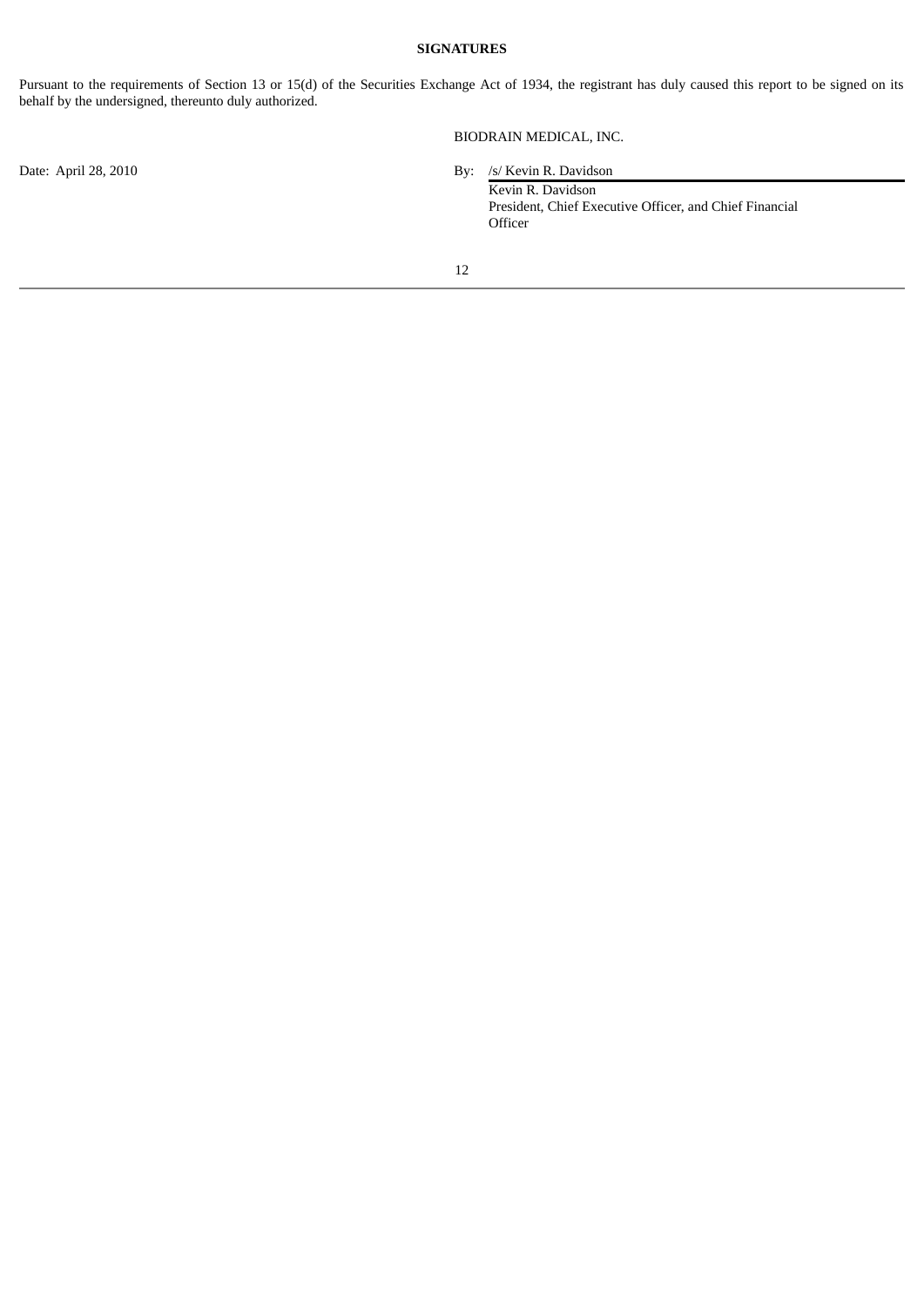**SIGNATURES**

Pursuant to the requirements of Section 13 or 15(d) of the Securities Exchange Act of 1934, the registrant has duly caused this report to be signed on its behalf by the undersigned, thereunto duly authorized.

BIODRAIN MEDICAL, INC.

Date: April 28, 2010

By: /s/ Kevin R. Davidson

Kevin R. Davidson
President, Chief Executive Officer, and Chief Financial Officer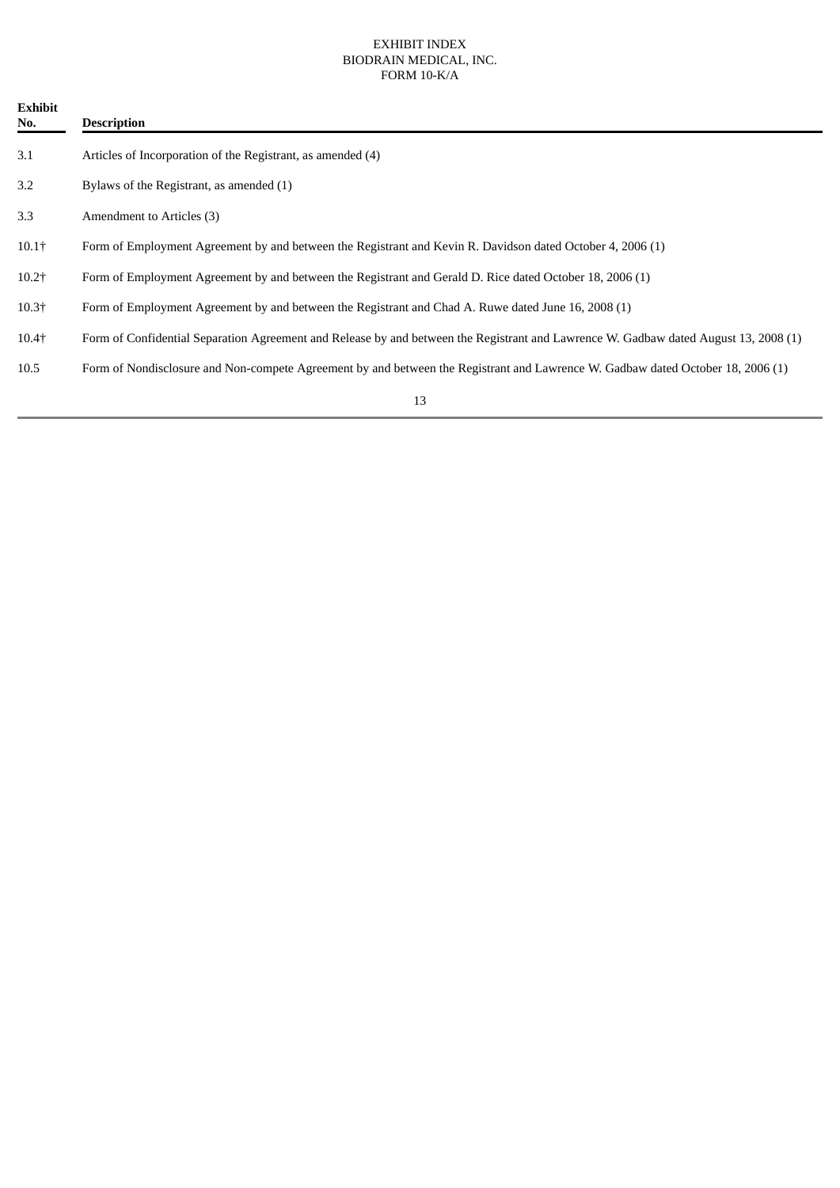EXHIBIT INDEX
BIODRAIN MEDICAL, INC.
FORM 10-K/A

| Exhibit No. | Description |
| --- | --- |
| 3.1 | Articles of Incorporation of the Registrant, as amended (4) |
| 3.2 | Bylaws of the Registrant, as amended (1) |
| 3.3 | Amendment to Articles (3) |
| 10.1† | Form of Employment Agreement by and between the Registrant and Kevin R. Davidson dated October 4, 2006 (1) |
| 10.2† | Form of Employment Agreement by and between the Registrant and Gerald D. Rice dated October 18, 2006 (1) |
| 10.3† | Form of Employment Agreement by and between the Registrant and Chad A. Ruwe dated June 16, 2008 (1) |
| 10.4† | Form of Confidential Separation Agreement and Release by and between the Registrant and Lawrence W. Gadbaw dated August 13, 2008 (1) |
| 10.5 | Form of Nondisclosure and Non-compete Agreement by and between the Registrant and Lawrence W. Gadbaw dated October 18, 2006 (1) |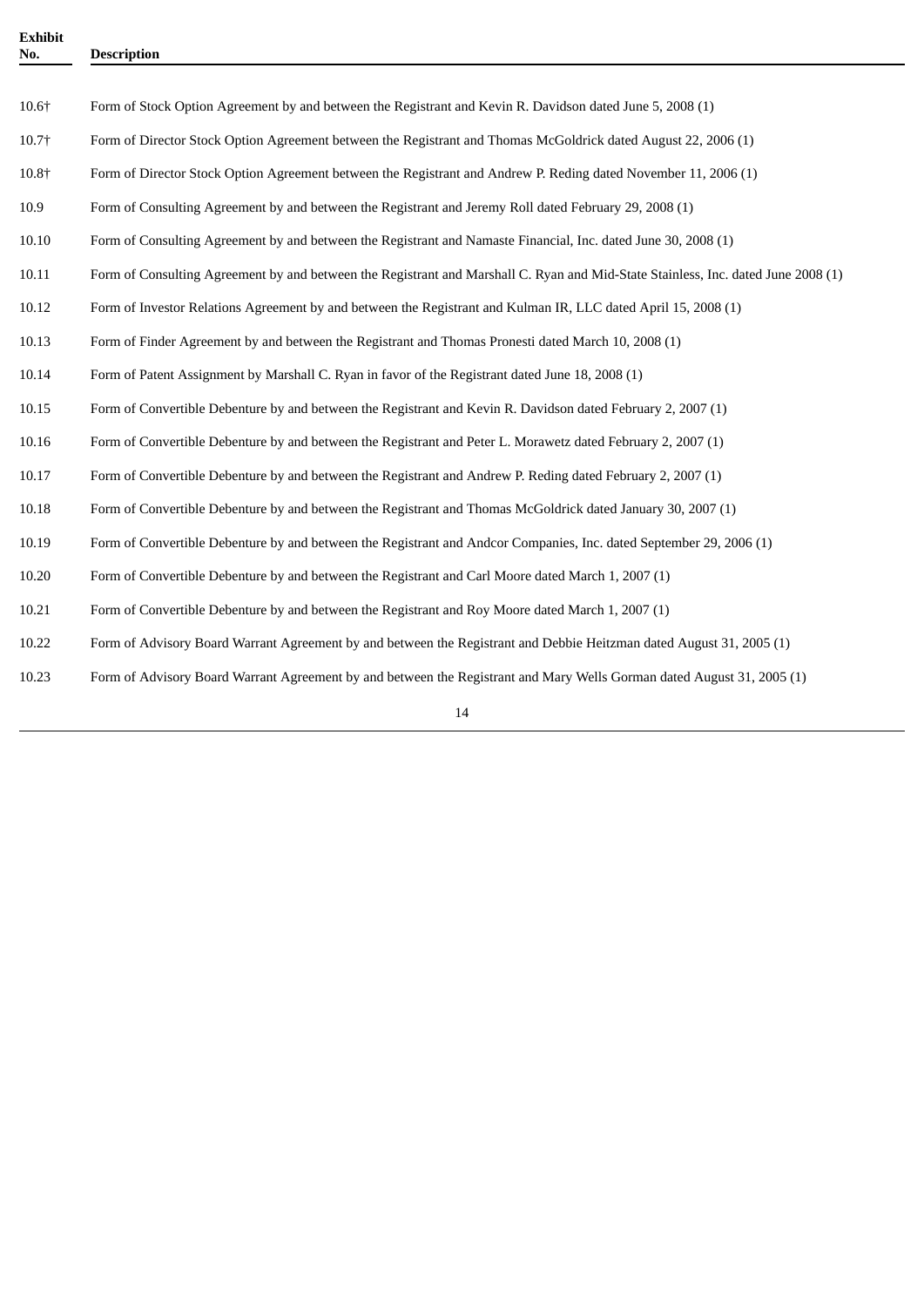| Exhibit No. | Description |
|---|---|
| 10.6† | Form of Stock Option Agreement by and between the Registrant and Kevin R. Davidson dated June 5, 2008 (1) |
| 10.7† | Form of Director Stock Option Agreement between the Registrant and Thomas McGoldrick dated August 22, 2006 (1) |
| 10.8† | Form of Director Stock Option Agreement between the Registrant and Andrew P. Reding dated November 11, 2006 (1) |
| 10.9 | Form of Consulting Agreement by and between the Registrant and Jeremy Roll dated February 29, 2008 (1) |
| 10.10 | Form of Consulting Agreement by and between the Registrant and Namaste Financial, Inc. dated June 30, 2008 (1) |
| 10.11 | Form of Consulting Agreement by and between the Registrant and Marshall C. Ryan and Mid-State Stainless, Inc. dated June 2008 (1) |
| 10.12 | Form of Investor Relations Agreement by and between the Registrant and Kulman IR, LLC dated April 15, 2008 (1) |
| 10.13 | Form of Finder Agreement by and between the Registrant and Thomas Pronesti dated March 10, 2008 (1) |
| 10.14 | Form of Patent Assignment by Marshall C. Ryan in favor of the Registrant dated June 18, 2008 (1) |
| 10.15 | Form of Convertible Debenture by and between the Registrant and Kevin R. Davidson dated February 2, 2007 (1) |
| 10.16 | Form of Convertible Debenture by and between the Registrant and Peter L. Morawetz dated February 2, 2007 (1) |
| 10.17 | Form of Convertible Debenture by and between the Registrant and Andrew P. Reding dated February 2, 2007 (1) |
| 10.18 | Form of Convertible Debenture by and between the Registrant and Thomas McGoldrick dated January 30, 2007 (1) |
| 10.19 | Form of Convertible Debenture by and between the Registrant and Andcor Companies, Inc. dated September 29, 2006 (1) |
| 10.20 | Form of Convertible Debenture by and between the Registrant and Carl Moore dated March 1, 2007 (1) |
| 10.21 | Form of Convertible Debenture by and between the Registrant and Roy Moore dated March 1, 2007 (1) |
| 10.22 | Form of Advisory Board Warrant Agreement by and between the Registrant and Debbie Heitzman dated August 31, 2005 (1) |
| 10.23 | Form of Advisory Board Warrant Agreement by and between the Registrant and Mary Wells Gorman dated August 31, 2005 (1) |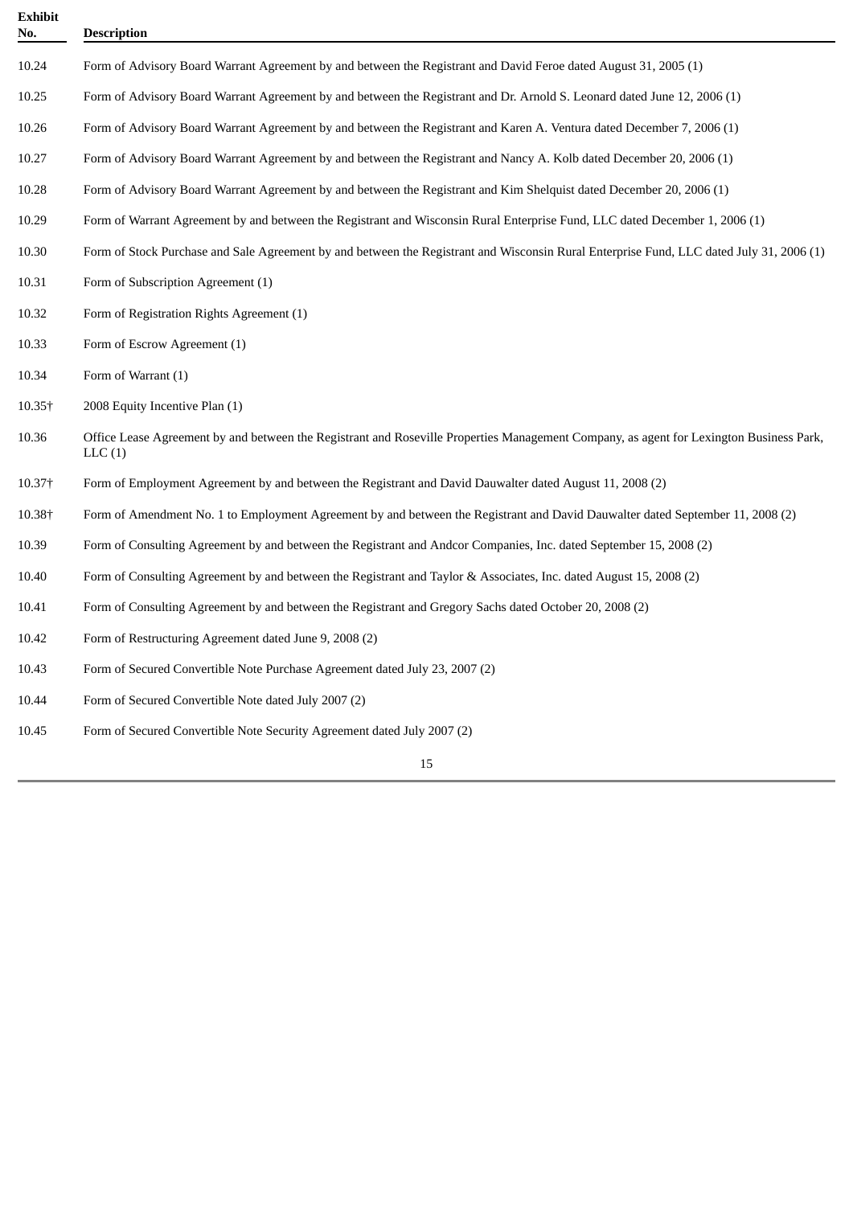| Exhibit No. | Description |
| --- | --- |
| 10.24 | Form of Advisory Board Warrant Agreement by and between the Registrant and David Feroe dated August 31, 2005 (1) |
| 10.25 | Form of Advisory Board Warrant Agreement by and between the Registrant and Dr. Arnold S. Leonard dated June 12, 2006 (1) |
| 10.26 | Form of Advisory Board Warrant Agreement by and between the Registrant and Karen A. Ventura dated December 7, 2006 (1) |
| 10.27 | Form of Advisory Board Warrant Agreement by and between the Registrant and Nancy A. Kolb dated December 20, 2006 (1) |
| 10.28 | Form of Advisory Board Warrant Agreement by and between the Registrant and Kim Shelquist dated December 20, 2006 (1) |
| 10.29 | Form of Warrant Agreement by and between the Registrant and Wisconsin Rural Enterprise Fund, LLC dated December 1, 2006 (1) |
| 10.30 | Form of Stock Purchase and Sale Agreement by and between the Registrant and Wisconsin Rural Enterprise Fund, LLC dated July 31, 2006 (1) |
| 10.31 | Form of Subscription Agreement (1) |
| 10.32 | Form of Registration Rights Agreement (1) |
| 10.33 | Form of Escrow Agreement (1) |
| 10.34 | Form of Warrant (1) |
| 10.35† | 2008 Equity Incentive Plan (1) |
| 10.36 | Office Lease Agreement by and between the Registrant and Roseville Properties Management Company, as agent for Lexington Business Park, LLC (1) |
| 10.37† | Form of Employment Agreement by and between the Registrant and David Dauwalter dated August 11, 2008 (2) |
| 10.38† | Form of Amendment No. 1 to Employment Agreement by and between the Registrant and David Dauwalter dated September 11, 2008 (2) |
| 10.39 | Form of Consulting Agreement by and between the Registrant and Andcor Companies, Inc. dated September 15, 2008 (2) |
| 10.40 | Form of Consulting Agreement by and between the Registrant and Taylor & Associates, Inc. dated August 15, 2008 (2) |
| 10.41 | Form of Consulting Agreement by and between the Registrant and Gregory Sachs dated October 20, 2008 (2) |
| 10.42 | Form of Restructuring Agreement dated June 9, 2008 (2) |
| 10.43 | Form of Secured Convertible Note Purchase Agreement dated July 23, 2007 (2) |
| 10.44 | Form of Secured Convertible Note dated July 2007 (2) |
| 10.45 | Form of Secured Convertible Note Security Agreement dated July 2007 (2) |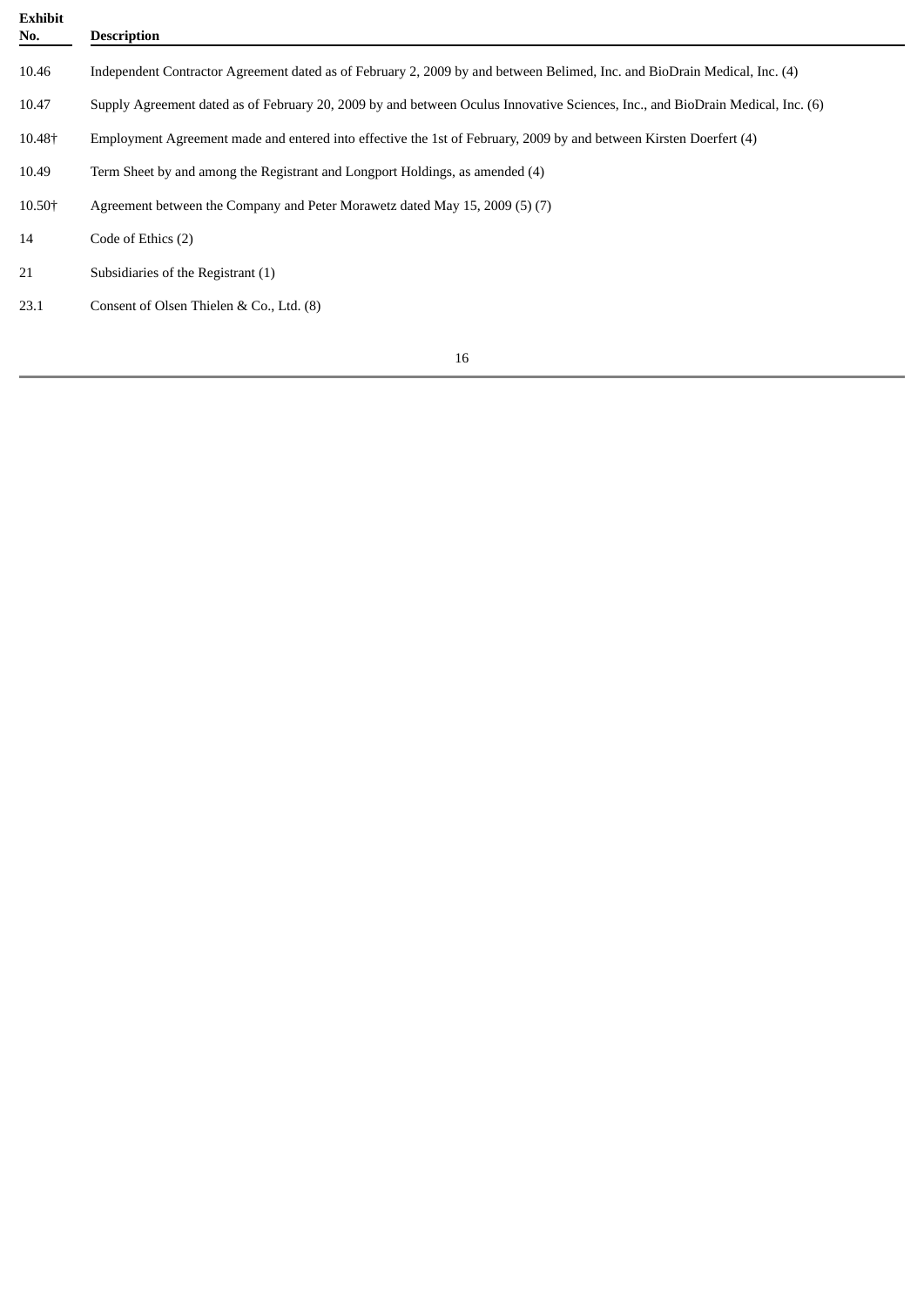| Exhibit No. | Description |
|---|---|
| 10.46 | Independent Contractor Agreement dated as of February 2, 2009 by and between Belimed, Inc. and BioDrain Medical, Inc. (4) |
| 10.47 | Supply Agreement dated as of February 20, 2009 by and between Oculus Innovative Sciences, Inc., and BioDrain Medical, Inc. (6) |
| 10.48† | Employment Agreement made and entered into effective the 1st of February, 2009 by and between Kirsten Doerfert (4) |
| 10.49 | Term Sheet by and among the Registrant and Longport Holdings, as amended (4) |
| 10.50† | Agreement between the Company and Peter Morawetz dated May 15, 2009 (5) (7) |
| 14 | Code of Ethics (2) |
| 21 | Subsidiaries of the Registrant (1) |
| 23.1 | Consent of Olsen Thielen & Co., Ltd. (8) |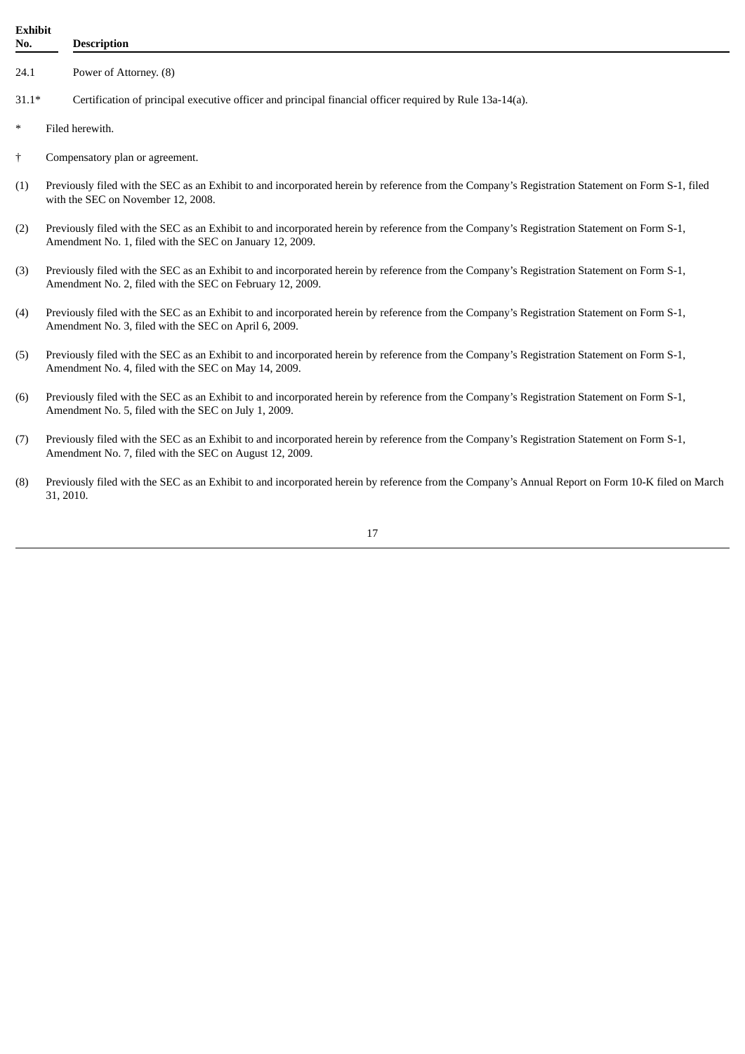| Exhibit No. | Description |
|---|---|
| 24.1 | Power of Attorney. (8) |
| 31.1* | Certification of principal executive officer and principal financial officer required by Rule 13a-14(a). |

\* Filed herewith.

† Compensatory plan or agreement.

(1) Previously filed with the SEC as an Exhibit to and incorporated herein by reference from the Company's Registration Statement on Form S-1, filed with the SEC on November 12, 2008.

(2) Previously filed with the SEC as an Exhibit to and incorporated herein by reference from the Company's Registration Statement on Form S-1, Amendment No. 1, filed with the SEC on January 12, 2009.

(3) Previously filed with the SEC as an Exhibit to and incorporated herein by reference from the Company's Registration Statement on Form S-1, Amendment No. 2, filed with the SEC on February 12, 2009.

(4) Previously filed with the SEC as an Exhibit to and incorporated herein by reference from the Company's Registration Statement on Form S-1, Amendment No. 3, filed with the SEC on April 6, 2009.

(5) Previously filed with the SEC as an Exhibit to and incorporated herein by reference from the Company's Registration Statement on Form S-1, Amendment No. 4, filed with the SEC on May 14, 2009.

(6) Previously filed with the SEC as an Exhibit to and incorporated herein by reference from the Company's Registration Statement on Form S-1, Amendment No. 5, filed with the SEC on July 1, 2009.

(7) Previously filed with the SEC as an Exhibit to and incorporated herein by reference from the Company's Registration Statement on Form S-1, Amendment No. 7, filed with the SEC on August 12, 2009.

(8) Previously filed with the SEC as an Exhibit to and incorporated herein by reference from the Company's Annual Report on Form 10-K filed on March 31, 2010.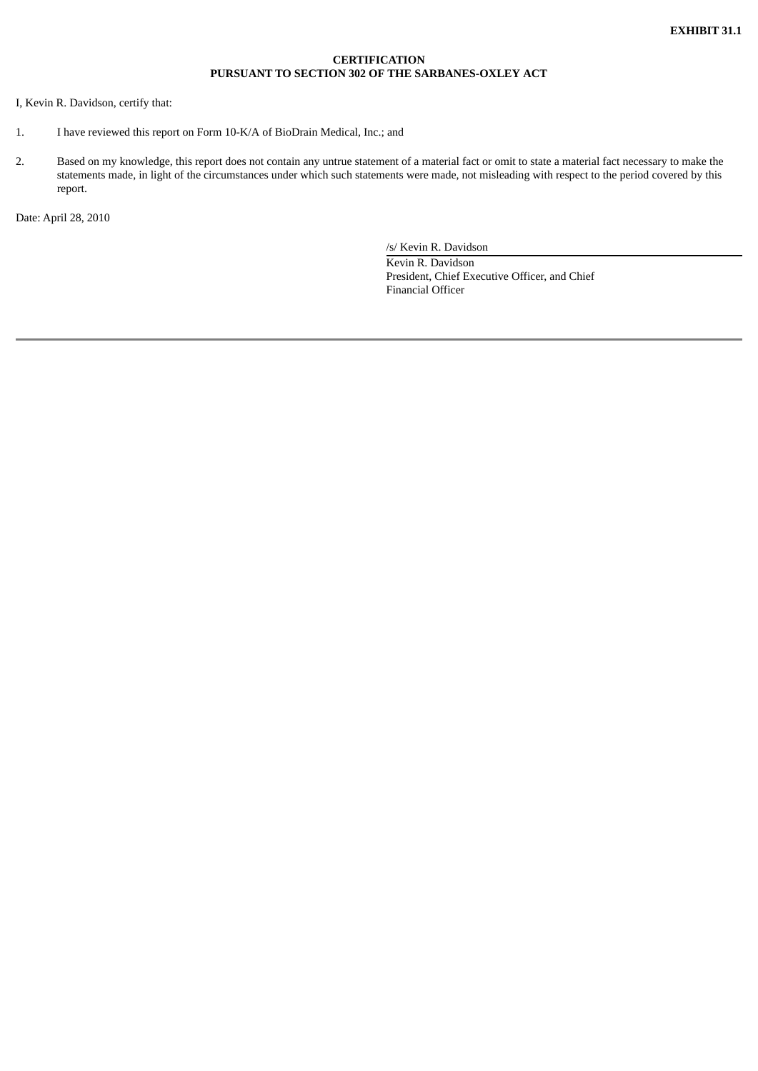**EXHIBIT 31.1**

**CERTIFICATION**
**PURSUANT TO SECTION 302 OF THE SARBANES-OXLEY ACT**

I, Kevin R. Davidson, certify that:

1. I have reviewed this report on Form 10-K/A of BioDrain Medical, Inc.; and

2. Based on my knowledge, this report does not contain any untrue statement of a material fact or omit to state a material fact necessary to make the statements made, in light of the circumstances under which such statements were made, not misleading with respect to the period covered by this report.

Date: April 28, 2010

/s/ Kevin R. Davidson

Kevin R. Davidson
President, Chief Executive Officer, and Chief Financial Officer